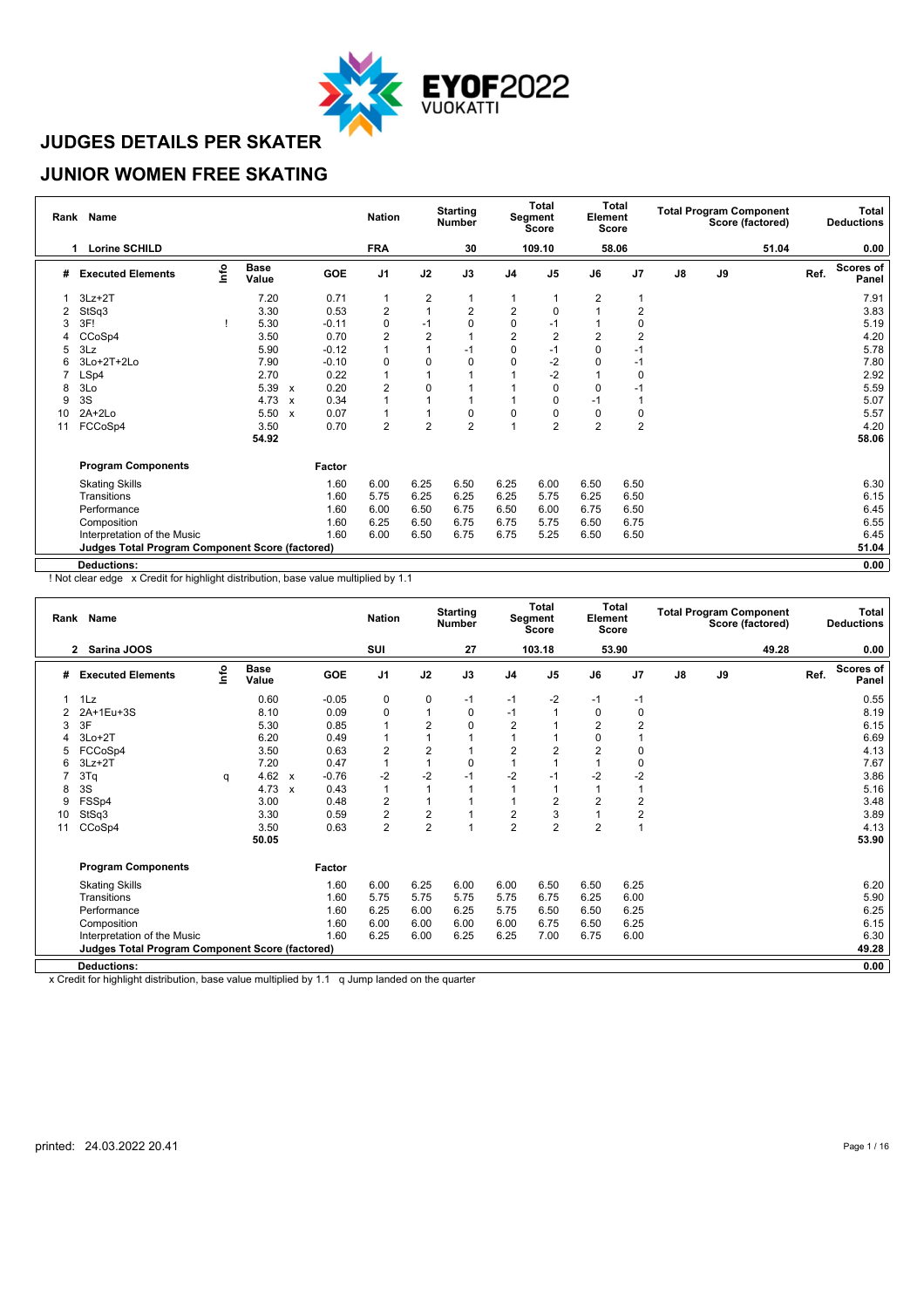# JUDGES DETAILS PER SKATER

## JUNIOR WOMEN FREE SKATING

| Rank | Name | Nation | Starting Number | Total Segment Score | Total Element Score | Total Program Component Score (factored) | Total Deductions |
|---|---|---|---|---|---|---|---|
| 1 | Lorine SCHILD | FRA | 30 | 109.10 | 58.06 | 51.04 | 0.00 |

| # | Executed Elements | Info | Base Value | | GOE | J1 | J2 | J3 | J4 | J5 | J6 | J7 | J8 | J9 | Ref. | Scores of Panel |
|---|---|---|---|---|---|---|---|---|---|---|---|---|---|---|---|---|
| 1 | 3Lz+2T | | 7.20 | | 0.71 | 1 | 2 | 1 | 1 | 1 | 2 | 1 | | | | 7.91 |
| 2 | StSq3 | | 3.30 | | 0.53 | 2 | 1 | 2 | 2 | 0 | 1 | 2 | | | | 3.83 |
| 3 | 3F! | ! | 5.30 | | -0.11 | 0 | -1 | 0 | 0 | -1 | 1 | 0 | | | | 5.19 |
| 4 | CCoSp4 | | 3.50 | | 0.70 | 2 | 2 | 1 | 2 | 2 | 2 | 2 | | | | 4.20 |
| 5 | 3Lz | | 5.90 | | -0.12 | 1 | 1 | -1 | 0 | -1 | 0 | -1 | | | | 5.78 |
| 6 | 3Lo+2T+2Lo | | 7.90 | | -0.10 | 0 | 0 | 0 | 0 | -2 | 0 | -1 | | | | 7.80 |
| 7 | LSp4 | | 2.70 | | 0.22 | 1 | 1 | 1 | 1 | -2 | 1 | 0 | | | | 2.92 |
| 8 | 3Lo | | 5.39 | x | 0.20 | 2 | 0 | 1 | 1 | 0 | 0 | -1 | | | | 5.59 |
| 9 | 3S | | 4.73 | x | 0.34 | 1 | 1 | 1 | 1 | 0 | -1 | 1 | | | | 5.07 |
| 10 | 2A+2Lo | | 5.50 | x | 0.07 | 1 | 1 | 0 | 0 | 0 | 0 | 0 | | | | 5.57 |
| 11 | FCCoSp4 | | 3.50 | | 0.70 | 2 | 2 | 2 | 1 | 2 | 2 | 2 | | | | 4.20 |
| | | | 54.92 | | | | | | | | | | | | | 58.06 |

| Program Components | Factor | J1 | J2 | J3 | J4 | J5 | J6 | J7 | J8 | J9 | Scores of Panel |
|---|---|---|---|---|---|---|---|---|---|---|---|
| Skating Skills | 1.60 | 6.00 | 6.25 | 6.50 | 6.25 | 6.00 | 6.50 | 6.50 | | | 6.30 |
| Transitions | 1.60 | 5.75 | 6.25 | 6.25 | 6.25 | 5.75 | 6.25 | 6.50 | | | 6.15 |
| Performance | 1.60 | 6.00 | 6.50 | 6.75 | 6.50 | 6.00 | 6.75 | 6.50 | | | 6.45 |
| Composition | 1.60 | 6.25 | 6.50 | 6.75 | 6.75 | 5.75 | 6.50 | 6.75 | | | 6.55 |
| Interpretation of the Music | 1.60 | 6.00 | 6.50 | 6.75 | 6.75 | 5.25 | 6.50 | 6.50 | | | 6.45 |
| **Judges Total Program Component Score (factored)** | | | | | | | | | | | 51.04 |
| **Deductions:** | | | | | | | | | | | 0.00 |

! Not clear edge x Credit for highlight distribution, base value multiplied by 1.1

| Rank | Name | Nation | Starting Number | Total Segment Score | Total Element Score | Total Program Component Score (factored) | Total Deductions |
|---|---|---|---|---|---|---|---|
| 2 | Sarina JOOS | SUI | 27 | 103.18 | 53.90 | 49.28 | 0.00 |

| # | Executed Elements | Info | Base Value | | GOE | J1 | J2 | J3 | J4 | J5 | J6 | J7 | J8 | J9 | Ref. | Scores of Panel |
|---|---|---|---|---|---|---|---|---|---|---|---|---|---|---|---|---|
| 1 | 1Lz | | 0.60 | | -0.05 | 0 | 0 | -1 | -1 | -2 | -1 | -1 | | | | 0.55 |
| 2 | 2A+1Eu+3S | | 8.10 | | 0.09 | 0 | 1 | 0 | -1 | 1 | 0 | 0 | | | | 8.19 |
| 3 | 3F | | 5.30 | | 0.85 | 1 | 2 | 0 | 2 | 1 | 2 | 2 | | | | 6.15 |
| 4 | 3Lo+2T | | 6.20 | | 0.49 | 1 | 1 | 1 | 1 | 1 | 0 | 1 | | | | 6.69 |
| 5 | FCCoSp4 | | 3.50 | | 0.63 | 2 | 2 | 1 | 2 | 2 | 2 | 0 | | | | 4.13 |
| 6 | 3Lz+2T | | 7.20 | | 0.47 | 1 | 1 | 0 | 1 | 1 | 1 | 0 | | | | 7.67 |
| 7 | 3Tq | q | 4.62 | x | -0.76 | -2 | -2 | -1 | -2 | -1 | -2 | -2 | | | | 3.86 |
| 8 | 3S | | 4.73 | x | 0.43 | 1 | 1 | 1 | 1 | 1 | 1 | 1 | | | | 5.16 |
| 9 | FSSp4 | | 3.00 | | 0.48 | 2 | 1 | 1 | 1 | 2 | 2 | 2 | | | | 3.48 |
| 10 | StSq3 | | 3.30 | | 0.59 | 2 | 2 | 1 | 2 | 3 | 1 | 2 | | | | 3.89 |
| 11 | CCoSp4 | | 3.50 | | 0.63 | 2 | 2 | 1 | 2 | 2 | 2 | 1 | | | | 4.13 |
| | | | 50.05 | | | | | | | | | | | | | 53.90 |

| Program Components | Factor | J1 | J2 | J3 | J4 | J5 | J6 | J7 | J8 | J9 | Scores of Panel |
|---|---|---|---|---|---|---|---|---|---|---|---|
| Skating Skills | 1.60 | 6.00 | 6.25 | 6.00 | 6.00 | 6.50 | 6.50 | 6.25 | | | 6.20 |
| Transitions | 1.60 | 5.75 | 5.75 | 5.75 | 5.75 | 6.75 | 6.25 | 6.00 | | | 5.90 |
| Performance | 1.60 | 6.25 | 6.00 | 6.25 | 5.75 | 6.50 | 6.50 | 6.25 | | | 6.25 |
| Composition | 1.60 | 6.00 | 6.00 | 6.00 | 6.00 | 6.75 | 6.50 | 6.25 | | | 6.15 |
| Interpretation of the Music | 1.60 | 6.25 | 6.00 | 6.25 | 6.25 | 7.00 | 6.75 | 6.00 | | | 6.30 |
| **Judges Total Program Component Score (factored)** | | | | | | | | | | | 49.28 |
| **Deductions:** | | | | | | | | | | | 0.00 |

x Credit for highlight distribution, base value multiplied by 1.1 q Jump landed on the quarter

printed: 24.03.2022 20.41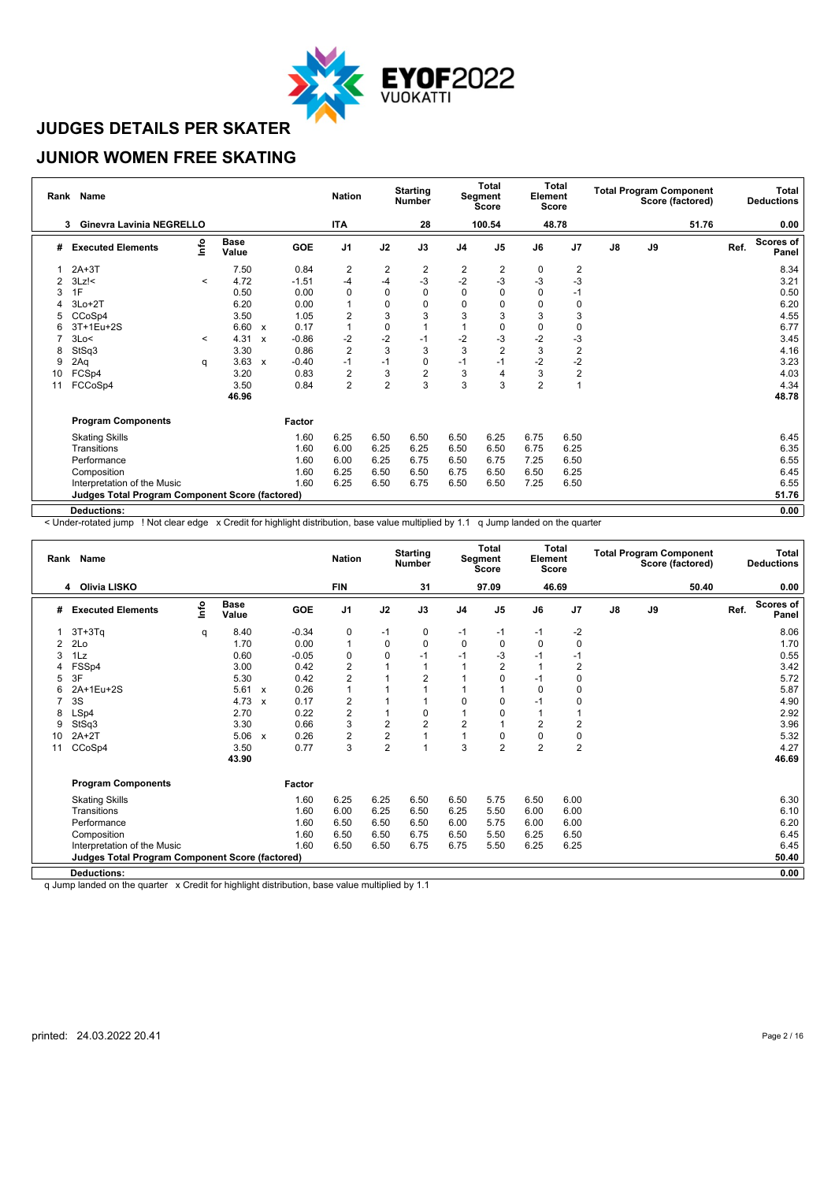# JUDGES DETAILS PER SKATER

## JUNIOR WOMEN FREE SKATING

| Rank | Name | Nation | Starting Number | Total Segment Score | Total Element Score | Total Program Component Score (factored) | Total Deductions |
|---|---|---|---|---|---|---|---|
| 3 | Ginevra Lavinia NEGRELLO | ITA | 28 | 100.54 | 48.78 | 51.76 | 0.00 |

| # | Executed Elements | Info | Base Value | | GOE | J1 | J2 | J3 | J4 | J5 | J6 | J7 | J8 | J9 | Ref. | Scores of Panel |
|---|---|---|---|---|---|---|---|---|---|---|---|---|---|---|---|---|
| 1 | 2A+3T | | 7.50 | | 0.84 | 2 | 2 | 2 | 2 | 2 | 0 | 2 | | | | 8.34 |
| 2 | 3Lz!< | < | 4.72 | | -1.51 | -4 | -4 | -3 | -2 | -3 | -3 | -3 | | | | 3.21 |
| 3 | 1F | | 0.50 | | 0.00 | 0 | 0 | 0 | 0 | 0 | 0 | -1 | | | | 0.50 |
| 4 | 3Lo+2T | | 6.20 | | 0.00 | 1 | 0 | 0 | 0 | 0 | 0 | 0 | | | | 6.20 |
| 5 | CCoSp4 | | 3.50 | | 1.05 | 2 | 3 | 3 | 3 | 3 | 3 | 3 | | | | 4.55 |
| 6 | 3T+1Eu+2S | | 6.60 | x | 0.17 | 1 | 0 | 1 | 1 | 0 | 0 | 0 | | | | 6.77 |
| 7 | 3Lo< | < | 4.31 | x | -0.86 | -2 | -2 | -1 | -2 | -3 | -2 | -3 | | | | 3.45 |
| 8 | StSq3 | | 3.30 | | 0.86 | 2 | 3 | 3 | 3 | 2 | 3 | 2 | | | | 4.16 |
| 9 | 2Aq | q | 3.63 | x | -0.40 | -1 | -1 | 0 | -1 | -1 | -2 | -2 | | | | 3.23 |
| 10 | FCSp4 | | 3.20 | | 0.83 | 2 | 3 | 2 | 3 | 4 | 3 | 2 | | | | 4.03 |
| 11 | FCCoSp4 | | 3.50 | | 0.84 | 2 | 2 | 3 | 3 | 3 | 2 | 1 | | | | 4.34 |
| | | | 46.96 | | | | | | | | | | | | | 48.78 |

| Program Components | Factor | J1 | J2 | J3 | J4 | J5 | J6 | J7 | J8 | J9 | Scores of Panel |
|---|---|---|---|---|---|---|---|---|---|---|---|
| Skating Skills | 1.60 | 6.25 | 6.50 | 6.50 | 6.50 | 6.25 | 6.75 | 6.50 | | | 6.45 |
| Transitions | 1.60 | 6.00 | 6.25 | 6.25 | 6.50 | 6.50 | 6.75 | 6.25 | | | 6.35 |
| Performance | 1.60 | 6.00 | 6.25 | 6.75 | 6.50 | 6.75 | 7.25 | 6.50 | | | 6.55 |
| Composition | 1.60 | 6.25 | 6.50 | 6.50 | 6.75 | 6.50 | 6.50 | 6.25 | | | 6.45 |
| Interpretation of the Music | 1.60 | 6.25 | 6.50 | 6.75 | 6.50 | 6.50 | 7.25 | 6.50 | | | 6.55 |
| **Judges Total Program Component Score (factored)** | | | | | | | | | | | 51.76 |
| **Deductions:** | | | | | | | | | | | 0.00 |

< Under-rotated jump ! Not clear edge x Credit for highlight distribution, base value multiplied by 1.1 q Jump landed on the quarter

| Rank | Name | Nation | Starting Number | Total Segment Score | Total Element Score | Total Program Component Score (factored) | Total Deductions |
|---|---|---|---|---|---|---|---|
| 4 | Olivia LISKO | FIN | 31 | 97.09 | 46.69 | 50.40 | 0.00 |

| # | Executed Elements | Info | Base Value | | GOE | J1 | J2 | J3 | J4 | J5 | J6 | J7 | J8 | J9 | Ref. | Scores of Panel |
|---|---|---|---|---|---|---|---|---|---|---|---|---|---|---|---|---|
| 1 | 3T+3Tq | q | 8.40 | | -0.34 | 0 | -1 | 0 | -1 | -1 | -1 | -2 | | | | 8.06 |
| 2 | 2Lo | | 1.70 | | 0.00 | 1 | 0 | 0 | 0 | 0 | 0 | 0 | | | | 1.70 |
| 3 | 1Lz | | 0.60 | | -0.05 | 0 | 0 | -1 | -1 | -3 | -1 | -1 | | | | 0.55 |
| 4 | FSSp4 | | 3.00 | | 0.42 | 2 | 1 | 1 | 1 | 2 | 1 | 2 | | | | 3.42 |
| 5 | 3F | | 5.30 | | 0.42 | 2 | 1 | 2 | 1 | 0 | -1 | 0 | | | | 5.72 |
| 6 | 2A+1Eu+2S | | 5.61 | x | 0.26 | 1 | 1 | 1 | 1 | 1 | 0 | 0 | | | | 5.87 |
| 7 | 3S | | 4.73 | x | 0.17 | 2 | 1 | 1 | 0 | 0 | -1 | 0 | | | | 4.90 |
| 8 | LSp4 | | 2.70 | | 0.22 | 2 | 1 | 0 | 1 | 0 | 1 | 1 | | | | 2.92 |
| 9 | StSq3 | | 3.30 | | 0.66 | 3 | 2 | 2 | 2 | 1 | 2 | 2 | | | | 3.96 |
| 10 | 2A+2T | | 5.06 | x | 0.26 | 2 | 2 | 1 | 1 | 0 | 0 | 0 | | | | 5.32 |
| 11 | CCoSp4 | | 3.50 | | 0.77 | 3 | 2 | 1 | 3 | 2 | 2 | 2 | | | | 4.27 |
| | | | 43.90 | | | | | | | | | | | | | 46.69 |

| Program Components | Factor | J1 | J2 | J3 | J4 | J5 | J6 | J7 | J8 | J9 | Scores of Panel |
|---|---|---|---|---|---|---|---|---|---|---|---|
| Skating Skills | 1.60 | 6.25 | 6.25 | 6.50 | 6.50 | 5.75 | 6.50 | 6.00 | | | 6.30 |
| Transitions | 1.60 | 6.00 | 6.25 | 6.50 | 6.25 | 5.50 | 6.00 | 6.00 | | | 6.10 |
| Performance | 1.60 | 6.50 | 6.50 | 6.50 | 6.00 | 5.75 | 6.00 | 6.00 | | | 6.20 |
| Composition | 1.60 | 6.50 | 6.50 | 6.75 | 6.50 | 5.50 | 6.25 | 6.50 | | | 6.45 |
| Interpretation of the Music | 1.60 | 6.50 | 6.50 | 6.75 | 6.75 | 5.50 | 6.25 | 6.25 | | | 6.45 |
| **Judges Total Program Component Score (factored)** | | | | | | | | | | | 50.40 |
| **Deductions:** | | | | | | | | | | | 0.00 |

q Jump landed on the quarter x Credit for highlight distribution, base value multiplied by 1.1

printed: 24.03.2022 20.41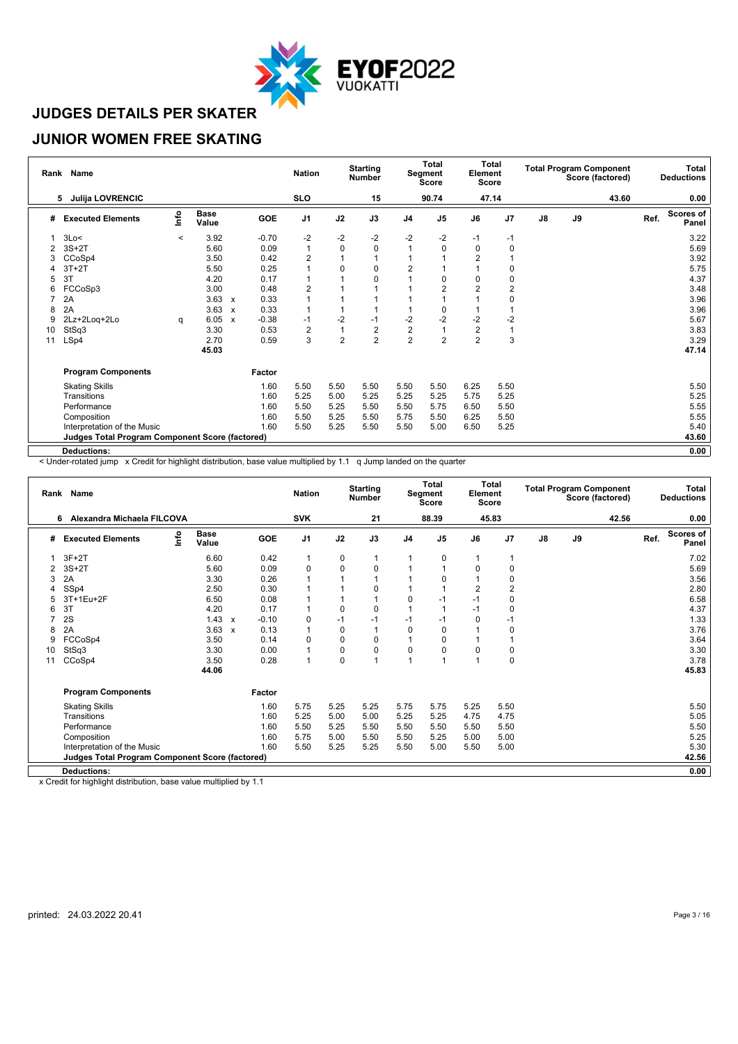# JUDGES DETAILS PER SKATER

## JUNIOR WOMEN FREE SKATING

| Rank | Name | Nation | Starting Number | Total Segment Score | Total Element Score | Total Program Component Score (factored) | Total Deductions |
|---|---|---|---|---|---|---|---|
| 5 | Julija LOVRENCIC | SLO | 15 | 90.74 | 47.14 | 43.60 | 0.00 |

| # | Executed Elements | Info | Base Value | | GOE | J1 | J2 | J3 | J4 | J5 | J6 | J7 | J8 | J9 | Ref. | Scores of Panel |
|---|---|---|---|---|---|---|---|---|---|---|---|---|---|---|---|---|
| 1 | 3Lo< | < | 3.92 | | -0.70 | -2 | -2 | -2 | -2 | -2 | -1 | -1 | | | | 3.22 |
| 2 | 3S+2T | | 5.60 | | 0.09 | 1 | 0 | 0 | 1 | 0 | 0 | 0 | | | | 5.69 |
| 3 | CCoSp4 | | 3.50 | | 0.42 | 2 | 1 | 1 | 1 | 1 | 2 | 1 | | | | 3.92 |
| 4 | 3T+2T | | 5.50 | | 0.25 | 1 | 0 | 0 | 2 | 1 | 1 | 0 | | | | 5.75 |
| 5 | 3T | | 4.20 | | 0.17 | 1 | 1 | 0 | 1 | 0 | 0 | 0 | | | | 4.37 |
| 6 | FCCoSp3 | | 3.00 | | 0.48 | 2 | 1 | 1 | 1 | 2 | 2 | 2 | | | | 3.48 |
| 7 | 2A | | 3.63 | x | 0.33 | 1 | 1 | 1 | 1 | 1 | 1 | 0 | | | | 3.96 |
| 8 | 2A | | 3.63 | x | 0.33 | 1 | 1 | 1 | 1 | 0 | 1 | 1 | | | | 3.96 |
| 9 | 2Lz+2Loq+2Lo | q | 6.05 | x | -0.38 | -1 | -2 | -1 | -2 | -2 | -2 | -2 | | | | 5.67 |
| 10 | StSq3 | | 3.30 | | 0.53 | 2 | 1 | 2 | 2 | 1 | 2 | 1 | | | | 3.83 |
| 11 | LSp4 | | 2.70 | | 0.59 | 3 | 2 | 2 | 2 | 2 | 2 | 3 | | | | 3.29 |
| | | | 45.03 | | | | | | | | | | | | | 47.14 |

| Program Components | Factor | J1 | J2 | J3 | J4 | J5 | J6 | J7 | J8 | J9 | Ref. | Scores of Panel |
|---|---|---|---|---|---|---|---|---|---|---|---|---|
| Skating Skills | 1.60 | 5.50 | 5.50 | 5.50 | 5.50 | 5.50 | 6.25 | 5.50 | | | | 5.50 |
| Transitions | 1.60 | 5.25 | 5.00 | 5.25 | 5.25 | 5.25 | 5.75 | 5.25 | | | | 5.25 |
| Performance | 1.60 | 5.50 | 5.25 | 5.50 | 5.50 | 5.75 | 6.50 | 5.50 | | | | 5.55 |
| Composition | 1.60 | 5.50 | 5.25 | 5.50 | 5.75 | 5.50 | 6.25 | 5.50 | | | | 5.55 |
| Interpretation of the Music | 1.60 | 5.50 | 5.25 | 5.50 | 5.50 | 5.00 | 6.50 | 5.25 | | | | 5.40 |
| **Judges Total Program Component Score (factored)** | | | | | | | | | | | | 43.60 |
| **Deductions:** | | | | | | | | | | | | 0.00 |

< Under-rotated jump x Credit for highlight distribution, base value multiplied by 1.1 q Jump landed on the quarter

| Rank | Name | Nation | Starting Number | Total Segment Score | Total Element Score | Total Program Component Score (factored) | Total Deductions |
|---|---|---|---|---|---|---|---|
| 6 | Alexandra Michaela FILCOVA | SVK | 21 | 88.39 | 45.83 | 42.56 | 0.00 |

| # | Executed Elements | Info | Base Value | | GOE | J1 | J2 | J3 | J4 | J5 | J6 | J7 | J8 | J9 | Ref. | Scores of Panel |
|---|---|---|---|---|---|---|---|---|---|---|---|---|---|---|---|---|
| 1 | 3F+2T | | 6.60 | | 0.42 | 1 | 0 | 1 | 1 | 0 | 1 | 1 | | | | 7.02 |
| 2 | 3S+2T | | 5.60 | | 0.09 | 0 | 0 | 0 | 1 | 1 | 0 | 0 | | | | 5.69 |
| 3 | 2A | | 3.30 | | 0.26 | 1 | 1 | 1 | 1 | 0 | 1 | 0 | | | | 3.56 |
| 4 | SSp4 | | 2.50 | | 0.30 | 1 | 1 | 0 | 1 | 1 | 2 | 2 | | | | 2.80 |
| 5 | 3T+1Eu+2F | | 6.50 | | 0.08 | 1 | 1 | 1 | 0 | -1 | -1 | 0 | | | | 6.58 |
| 6 | 3T | | 4.20 | | 0.17 | 1 | 0 | 0 | 1 | 1 | -1 | 0 | | | | 4.37 |
| 7 | 2S | | 1.43 | x | -0.10 | 0 | -1 | -1 | -1 | -1 | 0 | -1 | | | | 1.33 |
| 8 | 2A | | 3.63 | x | 0.13 | 1 | 0 | 1 | 0 | 0 | 1 | 0 | | | | 3.76 |
| 9 | FCCoSp4 | | 3.50 | | 0.14 | 0 | 0 | 0 | 1 | 0 | 1 | 1 | | | | 3.64 |
| 10 | StSq3 | | 3.30 | | 0.00 | 1 | 0 | 0 | 0 | 0 | 0 | 0 | | | | 3.30 |
| 11 | CCoSp4 | | 3.50 | | 0.28 | 1 | 0 | 1 | 1 | 1 | 1 | 0 | | | | 3.78 |
| | | | 44.06 | | | | | | | | | | | | | 45.83 |

| Program Components | Factor | J1 | J2 | J3 | J4 | J5 | J6 | J7 | J8 | J9 | Ref. | Scores of Panel |
|---|---|---|---|---|---|---|---|---|---|---|---|---|
| Skating Skills | 1.60 | 5.75 | 5.25 | 5.25 | 5.75 | 5.75 | 5.25 | 5.50 | | | | 5.50 |
| Transitions | 1.60 | 5.25 | 5.00 | 5.00 | 5.25 | 5.25 | 4.75 | 4.75 | | | | 5.05 |
| Performance | 1.60 | 5.50 | 5.25 | 5.50 | 5.50 | 5.50 | 5.50 | 5.50 | | | | 5.50 |
| Composition | 1.60 | 5.75 | 5.00 | 5.50 | 5.50 | 5.25 | 5.00 | 5.00 | | | | 5.25 |
| Interpretation of the Music | 1.60 | 5.50 | 5.25 | 5.25 | 5.50 | 5.00 | 5.50 | 5.00 | | | | 5.30 |
| **Judges Total Program Component Score (factored)** | | | | | | | | | | | | 42.56 |
| **Deductions:** | | | | | | | | | | | | 0.00 |

x Credit for highlight distribution, base value multiplied by 1.1

printed: 24.03.2022 20.41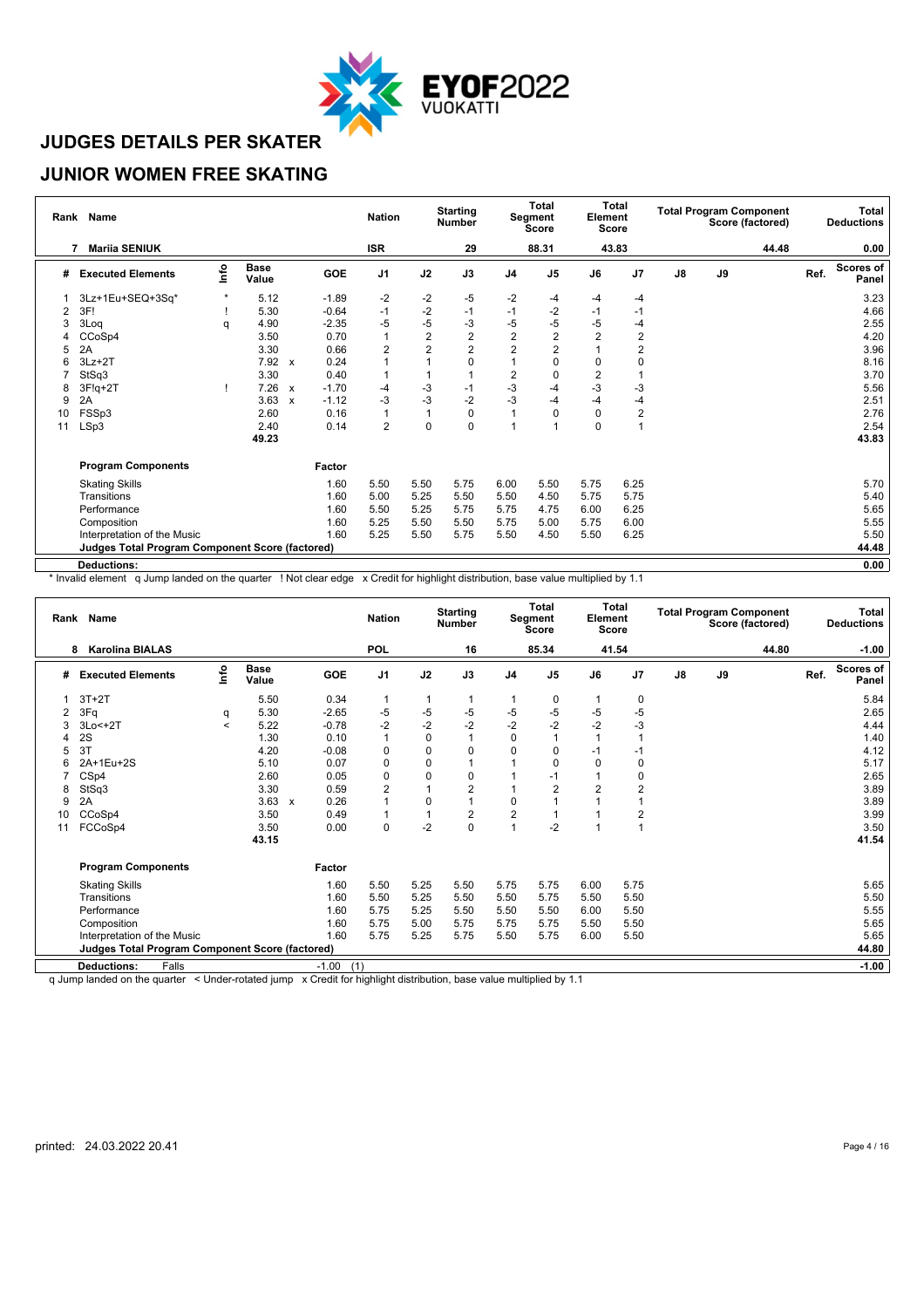# JUDGES DETAILS PER SKATER

## JUNIOR WOMEN FREE SKATING

| Rank | Name | Nation | Starting Number | Total Segment Score | Total Element Score | Total Program Component Score (factored) | Total Deductions |
|---|---|---|---|---|---|---|---|
| 7 | Mariia SENIUK | ISR | 29 | 88.31 | 43.83 | 44.48 | 0.00 |

| # | Executed Elements | Info | Base Value | | GOE | J1 | J2 | J3 | J4 | J5 | J6 | J7 | J8 | J9 | Ref. | Scores of Panel |
|---|---|---|---|---|---|---|---|---|---|---|---|---|---|---|---|---|
| 1 | 3Lz+1Eu+SEQ+3Sq* | * | 5.12 | | -1.89 | -2 | -2 | -5 | -2 | -4 | -4 | -4 | | | | 3.23 |
| 2 | 3F! | ! | 5.30 | | -0.64 | -1 | -2 | -1 | -1 | -2 | -1 | -1 | | | | 4.66 |
| 3 | 3Loq | q | 4.90 | | -2.35 | -5 | -5 | -3 | -5 | -5 | -5 | -4 | | | | 2.55 |
| 4 | CCoSp4 | | 3.50 | | 0.70 | 1 | 2 | 2 | 2 | 2 | 2 | 2 | | | | 4.20 |
| 5 | 2A | | 3.30 | | 0.66 | 2 | 2 | 2 | 2 | 2 | 1 | 2 | | | | 3.96 |
| 6 | 3Lz+2T | | 7.92 | x | 0.24 | 1 | 1 | 0 | 1 | 0 | 0 | 0 | | | | 8.16 |
| 7 | StSq3 | | 3.30 | | 0.40 | 1 | 1 | 1 | 2 | 0 | 2 | 1 | | | | 3.70 |
| 8 | 3F!q+2T | ! | 7.26 | x | -1.70 | -4 | -3 | -1 | -3 | -4 | -3 | -3 | | | | 5.56 |
| 9 | 2A | | 3.63 | x | -1.12 | -3 | -3 | -2 | -3 | -4 | -4 | -4 | | | | 2.51 |
| 10 | FSSp3 | | 2.60 | | 0.16 | 1 | 1 | 0 | 1 | 0 | 0 | 2 | | | | 2.76 |
| 11 | LSp3 | | 2.40 | | 0.14 | 2 | 0 | 0 | 1 | 1 | 0 | 1 | | | | 2.54 |
| | | | 49.23 | | | | | | | | | | | | | 43.83 |

| Program Components | Factor | J1 | J2 | J3 | J4 | J5 | J6 | J7 | J8 | J9 | Scores of Panel |
|---|---|---|---|---|---|---|---|---|---|---|---|
| Skating Skills | 1.60 | 5.50 | 5.50 | 5.75 | 6.00 | 5.50 | 5.75 | 6.25 | | | 5.70 |
| Transitions | 1.60 | 5.00 | 5.25 | 5.50 | 5.50 | 4.50 | 5.75 | 5.75 | | | 5.40 |
| Performance | 1.60 | 5.50 | 5.25 | 5.75 | 5.75 | 4.75 | 6.00 | 6.25 | | | 5.65 |
| Composition | 1.60 | 5.25 | 5.50 | 5.50 | 5.75 | 5.00 | 5.75 | 6.00 | | | 5.55 |
| Interpretation of the Music | 1.60 | 5.25 | 5.50 | 5.75 | 5.50 | 4.50 | 5.50 | 6.25 | | | 5.50 |
| **Judges Total Program Component Score (factored)** | | | | | | | | | | | **44.48** |
| **Deductions:** | | | | | | | | | | | **0.00** |

\* Invalid element q Jump landed on the quarter ! Not clear edge x Credit for highlight distribution, base value multiplied by 1.1

| Rank | Name | Nation | Starting Number | Total Segment Score | Total Element Score | Total Program Component Score (factored) | Total Deductions |
|---|---|---|---|---|---|---|---|
| 8 | Karolina BIALAS | POL | 16 | 85.34 | 41.54 | 44.80 | -1.00 |

| # | Executed Elements | Info | Base Value | | GOE | J1 | J2 | J3 | J4 | J5 | J6 | J7 | J8 | J9 | Ref. | Scores of Panel |
|---|---|---|---|---|---|---|---|---|---|---|---|---|---|---|---|---|
| 1 | 3T+2T | | 5.50 | | 0.34 | 1 | 1 | 1 | 1 | 0 | 1 | 0 | | | | 5.84 |
| 2 | 3Fq | q | 5.30 | | -2.65 | -5 | -5 | -5 | -5 | -5 | -5 | -5 | | | | 2.65 |
| 3 | 3Lo<+2T | < | 5.22 | | -0.78 | -2 | -2 | -2 | -2 | -2 | -2 | -3 | | | | 4.44 |
| 4 | 2S | | 1.30 | | 0.10 | 1 | 0 | 1 | 0 | 1 | 1 | 1 | | | | 1.40 |
| 5 | 3T | | 4.20 | | -0.08 | 0 | 0 | 0 | 0 | 0 | -1 | -1 | | | | 4.12 |
| 6 | 2A+1Eu+2S | | 5.10 | | 0.07 | 0 | 0 | 1 | 1 | 0 | 0 | 0 | | | | 5.17 |
| 7 | CSp4 | | 2.60 | | 0.05 | 0 | 0 | 0 | 1 | -1 | 1 | 0 | | | | 2.65 |
| 8 | StSq3 | | 3.30 | | 0.59 | 2 | 1 | 2 | 1 | 2 | 2 | 2 | | | | 3.89 |
| 9 | 2A | | 3.63 | x | 0.26 | 1 | 0 | 1 | 0 | 1 | 1 | 1 | | | | 3.89 |
| 10 | CCoSp4 | | 3.50 | | 0.49 | 1 | 1 | 2 | 2 | 1 | 1 | 2 | | | | 3.99 |
| 11 | FCCoSp4 | | 3.50 | | 0.00 | 0 | -2 | 0 | 1 | -2 | 1 | 1 | | | | 3.50 |
| | | | 43.15 | | | | | | | | | | | | | 41.54 |

| Program Components | Factor | J1 | J2 | J3 | J4 | J5 | J6 | J7 | J8 | J9 | Scores of Panel |
|---|---|---|---|---|---|---|---|---|---|---|---|
| Skating Skills | 1.60 | 5.50 | 5.25 | 5.50 | 5.75 | 5.75 | 6.00 | 5.75 | | | 5.65 |
| Transitions | 1.60 | 5.50 | 5.25 | 5.50 | 5.50 | 5.75 | 5.50 | 5.50 | | | 5.50 |
| Performance | 1.60 | 5.75 | 5.25 | 5.50 | 5.50 | 5.50 | 6.00 | 5.50 | | | 5.55 |
| Composition | 1.60 | 5.75 | 5.00 | 5.75 | 5.75 | 5.75 | 5.50 | 5.50 | | | 5.65 |
| Interpretation of the Music | 1.60 | 5.75 | 5.25 | 5.75 | 5.50 | 5.75 | 6.00 | 5.50 | | | 5.65 |
| **Judges Total Program Component Score (factored)** | | | | | | | | | | | **44.80** |
| **Deductions:** Falls | -1.00 (1) | | | | | | | | | | **-1.00** |

q Jump landed on the quarter < Under-rotated jump x Credit for highlight distribution, base value multiplied by 1.1

printed: 24.03.2022 20.41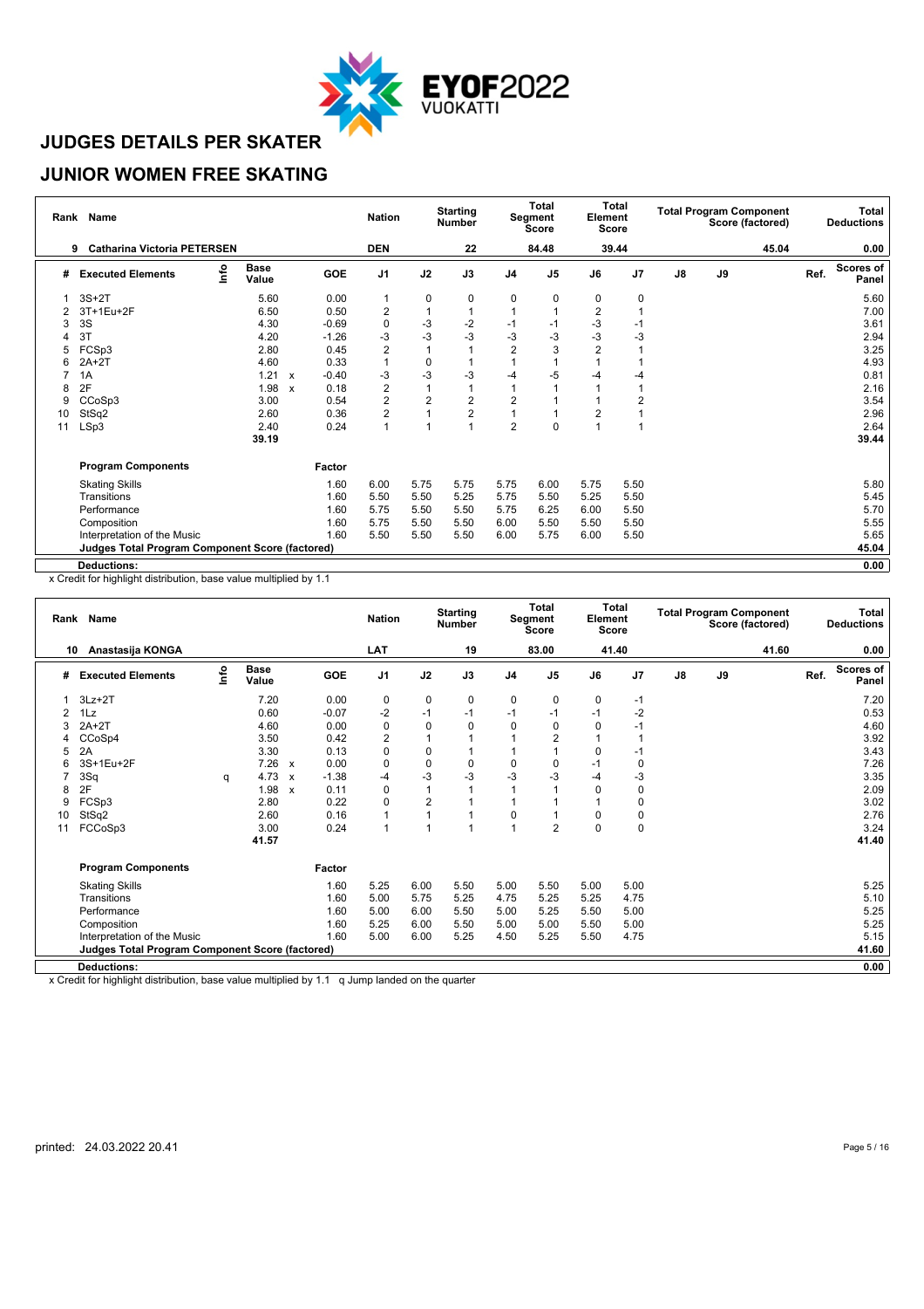# JUDGES DETAILS PER SKATER

## JUNIOR WOMEN FREE SKATING

| Rank | Name | Nation | Starting Number | Total Segment Score | Total Element Score | Total Program Component Score (factored) | Total Deductions |
|---|---|---|---|---|---|---|---|
| 9 | Catharina Victoria PETERSEN | DEN | 22 | 84.48 | 39.44 | 45.04 | 0.00 |

| # | Executed Elements | Info | Base Value | | GOE | J1 | J2 | J3 | J4 | J5 | J6 | J7 | J8 | J9 | Ref. | Scores of Panel |
|---|---|---|---|---|---|---|---|---|---|---|---|---|---|---|---|---|
| 1 | 3S+2T | | 5.60 | | 0.00 | 1 | 0 | 0 | 0 | 0 | 0 | 0 | | | | 5.60 |
| 2 | 3T+1Eu+2F | | 6.50 | | 0.50 | 2 | 1 | 1 | 1 | 1 | 2 | 1 | | | | 7.00 |
| 3 | 3S | | 4.30 | | -0.69 | 0 | -3 | -2 | -1 | -1 | -3 | -1 | | | | 3.61 |
| 4 | 3T | | 4.20 | | -1.26 | -3 | -3 | -3 | -3 | -3 | -3 | -3 | | | | 2.94 |
| 5 | FCSp3 | | 2.80 | | 0.45 | 2 | 1 | 1 | 2 | 3 | 2 | 1 | | | | 3.25 |
| 6 | 2A+2T | | 4.60 | | 0.33 | 1 | 0 | 1 | 1 | 1 | 1 | 1 | | | | 4.93 |
| 7 | 1A | | 1.21 | x | -0.40 | -3 | -3 | -3 | -4 | -5 | -4 | -4 | | | | 0.81 |
| 8 | 2F | | 1.98 | x | 0.18 | 2 | 1 | 1 | 1 | 1 | 1 | 1 | | | | 2.16 |
| 9 | CCoSp3 | | 3.00 | | 0.54 | 2 | 2 | 2 | 2 | 1 | 1 | 2 | | | | 3.54 |
| 10 | StSq2 | | 2.60 | | 0.36 | 2 | 1 | 2 | 1 | 1 | 2 | 1 | | | | 2.96 |
| 11 | LSp3 | | 2.40 | | 0.24 | 1 | 1 | 1 | 2 | 0 | 1 | 1 | | | | 2.64 |
| | | | 39.19 | | | | | | | | | | | | | 39.44 |

| Program Components | Factor | J1 | J2 | J3 | J4 | J5 | J6 | J7 | J8 | J9 | Scores of Panel |
|---|---|---|---|---|---|---|---|---|---|---|---|
| Skating Skills | 1.60 | 6.00 | 5.75 | 5.75 | 5.75 | 6.00 | 5.75 | 5.50 | | | 5.80 |
| Transitions | 1.60 | 5.50 | 5.50 | 5.25 | 5.75 | 5.50 | 5.25 | 5.50 | | | 5.45 |
| Performance | 1.60 | 5.75 | 5.50 | 5.50 | 5.75 | 6.25 | 6.00 | 5.50 | | | 5.70 |
| Composition | 1.60 | 5.75 | 5.50 | 5.50 | 6.00 | 5.50 | 5.50 | 5.50 | | | 5.55 |
| Interpretation of the Music | 1.60 | 5.50 | 5.50 | 5.50 | 6.00 | 5.75 | 6.00 | 5.50 | | | 5.65 |
| **Judges Total Program Component Score (factored)** | | | | | | | | | | | 45.04 |
| **Deductions:** | | | | | | | | | | | 0.00 |

x Credit for highlight distribution, base value multiplied by 1.1

| Rank | Name | Nation | Starting Number | Total Segment Score | Total Element Score | Total Program Component Score (factored) | Total Deductions |
|---|---|---|---|---|---|---|---|
| 10 | Anastasija KONGA | LAT | 19 | 83.00 | 41.40 | 41.60 | 0.00 |

| # | Executed Elements | Info | Base Value | | GOE | J1 | J2 | J3 | J4 | J5 | J6 | J7 | J8 | J9 | Ref. | Scores of Panel |
|---|---|---|---|---|---|---|---|---|---|---|---|---|---|---|---|---|
| 1 | 3Lz+2T | | 7.20 | | 0.00 | 0 | 0 | 0 | 0 | 0 | 0 | -1 | | | | 7.20 |
| 2 | 1Lz | | 0.60 | | -0.07 | -2 | -1 | -1 | -1 | -1 | -1 | -2 | | | | 0.53 |
| 3 | 2A+2T | | 4.60 | | 0.00 | 0 | 0 | 0 | 0 | 0 | 0 | -1 | | | | 4.60 |
| 4 | CCoSp4 | | 3.50 | | 0.42 | 2 | 1 | 1 | 1 | 2 | 1 | 1 | | | | 3.92 |
| 5 | 2A | | 3.30 | | 0.13 | 0 | 0 | 1 | 1 | 1 | 0 | -1 | | | | 3.43 |
| 6 | 3S+1Eu+2F | | 7.26 | x | 0.00 | 0 | 0 | 0 | 0 | 0 | -1 | 0 | | | | 7.26 |
| 7 | 3Sq | q | 4.73 | x | -1.38 | -4 | -3 | -3 | -3 | -3 | -4 | -3 | | | | 3.35 |
| 8 | 2F | | 1.98 | x | 0.11 | 0 | 1 | 1 | 1 | 1 | 0 | 0 | | | | 2.09 |
| 9 | FCSp3 | | 2.80 | | 0.22 | 0 | 2 | 1 | 1 | 1 | 1 | 0 | | | | 3.02 |
| 10 | StSq2 | | 2.60 | | 0.16 | 1 | 1 | 1 | 0 | 1 | 0 | 0 | | | | 2.76 |
| 11 | FCCoSp3 | | 3.00 | | 0.24 | 1 | 1 | 1 | 1 | 2 | 0 | 0 | | | | 3.24 |
| | | | 41.57 | | | | | | | | | | | | | 41.40 |

| Program Components | Factor | J1 | J2 | J3 | J4 | J5 | J6 | J7 | J8 | J9 | Scores of Panel |
|---|---|---|---|---|---|---|---|---|---|---|---|
| Skating Skills | 1.60 | 5.25 | 6.00 | 5.50 | 5.00 | 5.50 | 5.00 | 5.00 | | | 5.25 |
| Transitions | 1.60 | 5.00 | 5.75 | 5.25 | 4.75 | 5.25 | 5.25 | 4.75 | | | 5.10 |
| Performance | 1.60 | 5.00 | 6.00 | 5.50 | 5.00 | 5.25 | 5.50 | 5.00 | | | 5.25 |
| Composition | 1.60 | 5.25 | 6.00 | 5.50 | 5.00 | 5.00 | 5.50 | 5.00 | | | 5.25 |
| Interpretation of the Music | 1.60 | 5.00 | 6.00 | 5.25 | 4.50 | 5.25 | 5.50 | 4.75 | | | 5.15 |
| **Judges Total Program Component Score (factored)** | | | | | | | | | | | 41.60 |
| **Deductions:** | | | | | | | | | | | 0.00 |

x Credit for highlight distribution, base value multiplied by 1.1 q Jump landed on the quarter

printed: 24.03.2022 20.41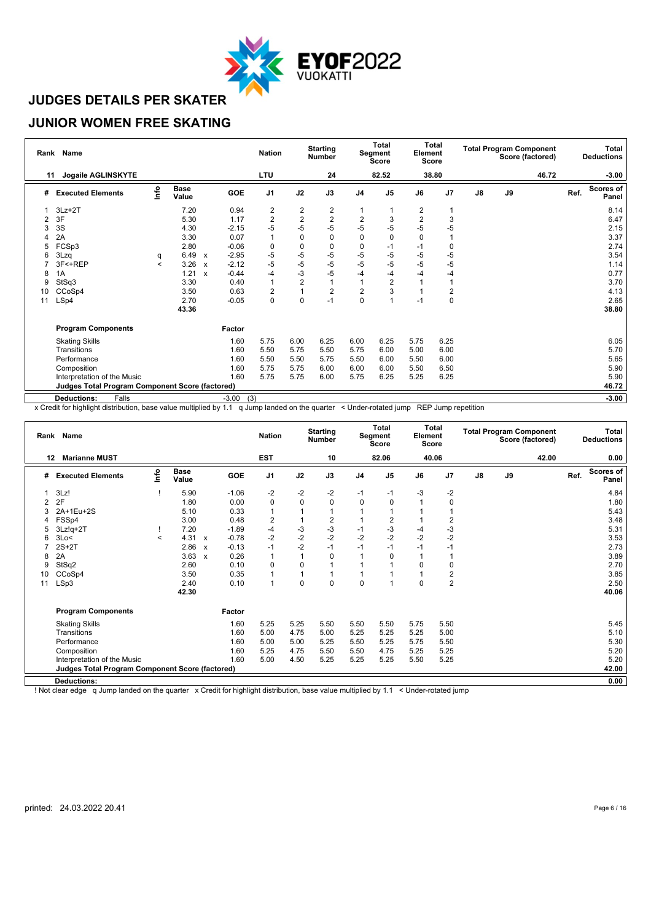# JUDGES DETAILS PER SKATER

## JUNIOR WOMEN FREE SKATING

| Rank | Name | Nation | Starting Number | Total Segment Score | Total Element Score | Total Program Component Score (factored) | Total Deductions |
|---|---|---|---|---|---|---|---|
| 11 | Jogaile AGLINSKYTE | LTU | 24 | 82.52 | 38.80 | 46.72 | -3.00 |

| # | Executed Elements | Info | Base Value | | GOE | J1 | J2 | J3 | J4 | J5 | J6 | J7 | J8 | J9 | Ref. | Scores of Panel |
|---|---|---|---|---|---|---|---|---|---|---|---|---|---|---|---|---|
| 1 | 3Lz+2T | | 7.20 | | 0.94 | 2 | 2 | 2 | 1 | 1 | 2 | 1 | | | | 8.14 |
| 2 | 3F | | 5.30 | | 1.17 | 2 | 2 | 2 | 2 | 3 | 2 | 3 | | | | 6.47 |
| 3 | 3S | | 4.30 | | -2.15 | -5 | -5 | -5 | -5 | -5 | -5 | -5 | | | | 2.15 |
| 4 | 2A | | 3.30 | | 0.07 | 1 | 0 | 0 | 0 | 0 | 0 | 1 | | | | 3.37 |
| 5 | FCSp3 | | 2.80 | | -0.06 | 0 | 0 | 0 | 0 | -1 | -1 | 0 | | | | 2.74 |
| 6 | 3Lzq | q | 6.49 | x | -2.95 | -5 | -5 | -5 | -5 | -5 | -5 | -5 | | | | 3.54 |
| 7 | 3F<+REP | < | 3.26 | x | -2.12 | -5 | -5 | -5 | -5 | -5 | -5 | -5 | | | | 1.14 |
| 8 | 1A | | 1.21 | x | -0.44 | -4 | -3 | -5 | -4 | -4 | -4 | -4 | | | | 0.77 |
| 9 | StSq3 | | 3.30 | | 0.40 | 1 | 2 | 1 | 1 | 2 | 1 | 1 | | | | 3.70 |
| 10 | CCoSp4 | | 3.50 | | 0.63 | 2 | 1 | 2 | 2 | 3 | 1 | 2 | | | | 4.13 |
| 11 | LSp4 | | 2.70 | | -0.05 | 0 | 0 | -1 | 0 | 1 | -1 | 0 | | | | 2.65 |
| | | | 43.36 | | | | | | | | | | | | | 38.80 |
| | **Program Components** | | | | Factor | | | | | | | | | | | |
| | Skating Skills | | | | 1.60 | 5.75 | 6.00 | 6.25 | 6.00 | 6.25 | 5.75 | 6.25 | | | | 6.05 |
| | Transitions | | | | 1.60 | 5.50 | 5.75 | 5.50 | 5.75 | 6.00 | 5.00 | 6.00 | | | | 5.70 |
| | Performance | | | | 1.60 | 5.50 | 5.50 | 5.75 | 5.50 | 6.00 | 5.50 | 6.00 | | | | 5.65 |
| | Composition | | | | 1.60 | 5.75 | 5.75 | 6.00 | 6.00 | 6.00 | 5.50 | 6.50 | | | | 5.90 |
| | Interpretation of the Music | | | | 1.60 | 5.75 | 5.75 | 6.00 | 5.75 | 6.25 | 5.25 | 6.25 | | | | 5.90 |
| | **Judges Total Program Component Score (factored)** | | | | | | | | | | | | | | | 46.72 |
| | **Deductions:** Falls | | | | -3.00 (3) | | | | | | | | | | | -3.00 |

x Credit for highlight distribution, base value multiplied by 1.1   q Jump landed on the quarter   < Under-rotated jump   REP Jump repetition

| Rank | Name | Nation | Starting Number | Total Segment Score | Total Element Score | Total Program Component Score (factored) | Total Deductions |
|---|---|---|---|---|---|---|---|
| 12 | Marianne MUST | EST | 10 | 82.06 | 40.06 | 42.00 | 0.00 |

| # | Executed Elements | Info | Base Value | | GOE | J1 | J2 | J3 | J4 | J5 | J6 | J7 | J8 | J9 | Ref. | Scores of Panel |
|---|---|---|---|---|---|---|---|---|---|---|---|---|---|---|---|---|
| 1 | 3Lz! | ! | 5.90 | | -1.06 | -2 | -2 | -2 | -1 | -1 | -3 | -2 | | | | 4.84 |
| 2 | 2F | | 1.80 | | 0.00 | 0 | 0 | 0 | 0 | 0 | 1 | 0 | | | | 1.80 |
| 3 | 2A+1Eu+2S | | 5.10 | | 0.33 | 1 | 1 | 1 | 1 | 1 | 1 | 1 | | | | 5.43 |
| 4 | FSSp4 | | 3.00 | | 0.48 | 2 | 1 | 2 | 1 | 2 | 1 | 2 | | | | 3.48 |
| 5 | 3Lz!q+2T | ! | 7.20 | | -1.89 | -4 | -3 | -3 | -1 | -3 | -4 | -3 | | | | 5.31 |
| 6 | 3Lo< | < | 4.31 | x | -0.78 | -2 | -2 | -2 | -2 | -2 | -2 | -2 | | | | 3.53 |
| 7 | 2S+2T | | 2.86 | x | -0.13 | -1 | -2 | -1 | -1 | -1 | -1 | -1 | | | | 2.73 |
| 8 | 2A | | 3.63 | x | 0.26 | 1 | 1 | 0 | 1 | 0 | 1 | 1 | | | | 3.89 |
| 9 | StSq2 | | 2.60 | | 0.10 | 0 | 0 | 1 | 1 | 1 | 0 | 0 | | | | 2.70 |
| 10 | CCoSp4 | | 3.50 | | 0.35 | 1 | 1 | 1 | 1 | 1 | 1 | 2 | | | | 3.85 |
| 11 | LSp3 | | 2.40 | | 0.10 | 1 | 0 | 0 | 0 | 1 | 0 | 2 | | | | 2.50 |
| | | | 42.30 | | | | | | | | | | | | | 40.06 |
| | **Program Components** | | | | Factor | | | | | | | | | | | |
| | Skating Skills | | | | 1.60 | 5.25 | 5.25 | 5.50 | 5.50 | 5.50 | 5.75 | 5.50 | | | | 5.45 |
| | Transitions | | | | 1.60 | 5.00 | 4.75 | 5.00 | 5.25 | 5.25 | 5.25 | 5.00 | | | | 5.10 |
| | Performance | | | | 1.60 | 5.00 | 5.00 | 5.25 | 5.50 | 5.25 | 5.75 | 5.50 | | | | 5.30 |
| | Composition | | | | 1.60 | 5.25 | 4.75 | 5.50 | 5.50 | 4.75 | 5.25 | 5.25 | | | | 5.20 |
| | Interpretation of the Music | | | | 1.60 | 5.00 | 4.50 | 5.25 | 5.25 | 5.25 | 5.50 | 5.25 | | | | 5.20 |
| | **Judges Total Program Component Score (factored)** | | | | | | | | | | | | | | | 42.00 |
| | **Deductions:** | | | | | | | | | | | | | | | 0.00 |

! Not clear edge   q Jump landed on the quarter   x Credit for highlight distribution, base value multiplied by 1.1   < Under-rotated jump

printed: 24.03.2022 20.41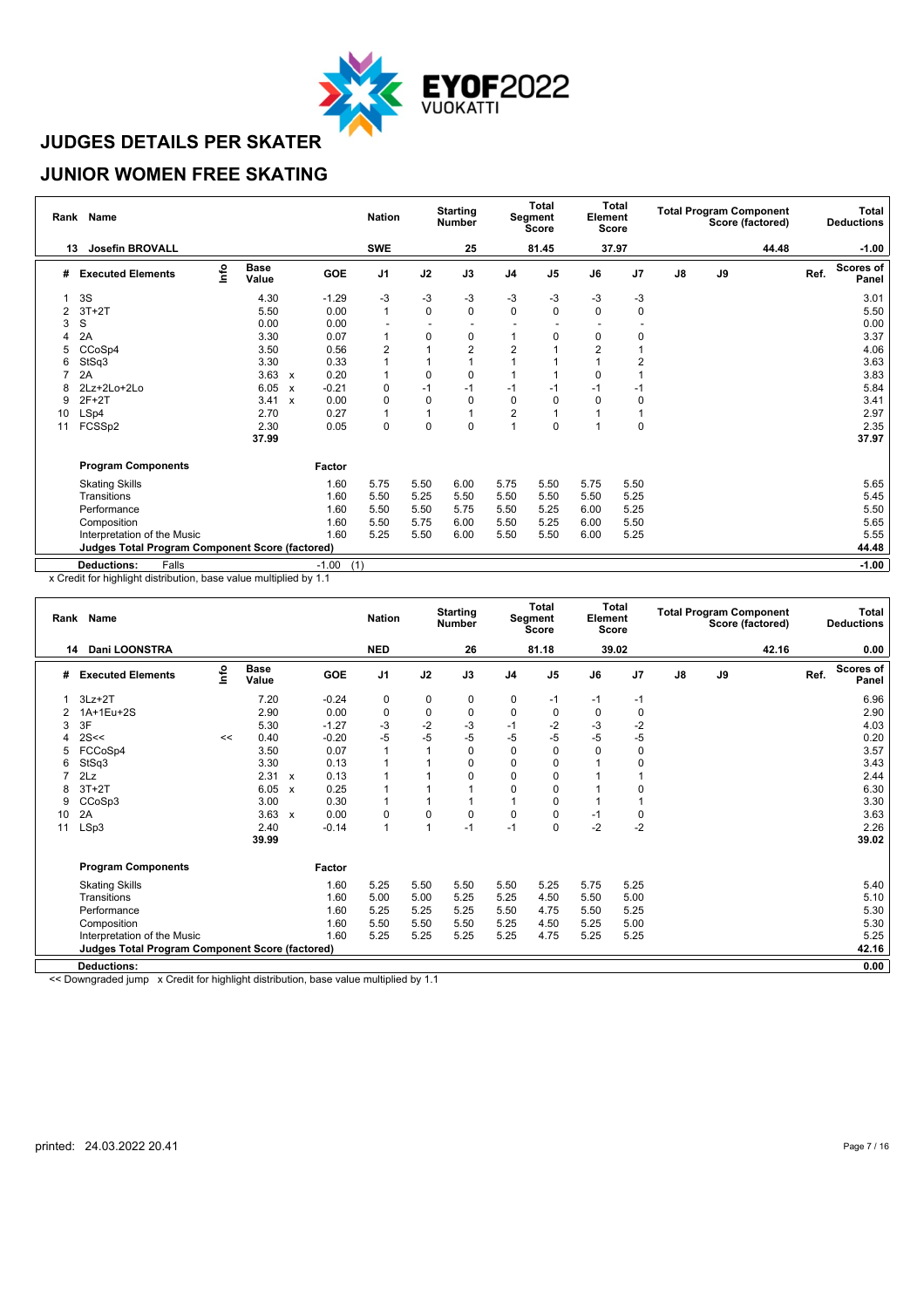# JUDGES DETAILS PER SKATER

## JUNIOR WOMEN FREE SKATING

| Rank | Name | Nation | Starting Number | Total Segment Score | Total Element Score | Total Program Component Score (factored) | Total Deductions |
|---|---|---|---|---|---|---|---|
| 13 | Josefin BROVALL | SWE | 25 | 81.45 | 37.97 | 44.48 | -1.00 |

| # | Executed Elements | Info | Base Value | | GOE | J1 | J2 | J3 | J4 | J5 | J6 | J7 | J8 | J9 | Ref. | Scores of Panel |
|---|---|---|---|---|---|---|---|---|---|---|---|---|---|---|---|---|
| 1 | 3S | | 4.30 | | -1.29 | -3 | -3 | -3 | -3 | -3 | -3 | -3 | | | | 3.01 |
| 2 | 3T+2T | | 5.50 | | 0.00 | 1 | 0 | 0 | 0 | 0 | 0 | 0 | | | | 5.50 |
| 3 | S | | 0.00 | | 0.00 | - | - | - | - | - | - | - | | | | 0.00 |
| 4 | 2A | | 3.30 | | 0.07 | 1 | 0 | 0 | 1 | 0 | 0 | 0 | | | | 3.37 |
| 5 | CCoSp4 | | 3.50 | | 0.56 | 2 | 1 | 2 | 2 | 1 | 2 | 1 | | | | 4.06 |
| 6 | StSq3 | | 3.30 | | 0.33 | 1 | 1 | 1 | 1 | 1 | 1 | 2 | | | | 3.63 |
| 7 | 2A | | 3.63 | x | 0.20 | 1 | 0 | 0 | 1 | 1 | 0 | 1 | | | | 3.83 |
| 8 | 2Lz+2Lo+2Lo | | 6.05 | x | -0.21 | 0 | -1 | -1 | -1 | -1 | -1 | -1 | | | | 5.84 |
| 9 | 2F+2T | | 3.41 | x | 0.00 | 0 | 0 | 0 | 0 | 0 | 0 | 0 | | | | 3.41 |
| 10 | LSp4 | | 2.70 | | 0.27 | 1 | 1 | 1 | 2 | 1 | 1 | 1 | | | | 2.97 |
| 11 | FCSSp2 | | 2.30 | | 0.05 | 0 | 0 | 0 | 1 | 0 | 1 | 0 | | | | 2.35 |
| | | | 37.99 | | | | | | | | | | | | | 37.97 |

| Program Components | Factor | J1 | J2 | J3 | J4 | J5 | J6 | J7 | J8 | J9 | Scores of Panel |
|---|---|---|---|---|---|---|---|---|---|---|---|
| Skating Skills | 1.60 | 5.75 | 5.50 | 6.00 | 5.75 | 5.50 | 5.75 | 5.50 | | | 5.65 |
| Transitions | 1.60 | 5.50 | 5.25 | 5.50 | 5.50 | 5.50 | 5.50 | 5.25 | | | 5.45 |
| Performance | 1.60 | 5.50 | 5.50 | 5.75 | 5.50 | 5.25 | 6.00 | 5.25 | | | 5.50 |
| Composition | 1.60 | 5.50 | 5.75 | 6.00 | 5.50 | 5.25 | 6.00 | 5.50 | | | 5.65 |
| Interpretation of the Music | 1.60 | 5.25 | 5.50 | 6.00 | 5.50 | 5.50 | 6.00 | 5.25 | | | 5.55 |
| **Judges Total Program Component Score (factored)** | | | | | | | | | | | **44.48** |
| **Deductions:** Falls | -1.00 (1) | | | | | | | | | | **-1.00** |

x Credit for highlight distribution, base value multiplied by 1.1

| Rank | Name | Nation | Starting Number | Total Segment Score | Total Element Score | Total Program Component Score (factored) | Total Deductions |
|---|---|---|---|---|---|---|---|
| 14 | Dani LOONSTRA | NED | 26 | 81.18 | 39.02 | 42.16 | 0.00 |

| # | Executed Elements | Info | Base Value | | GOE | J1 | J2 | J3 | J4 | J5 | J6 | J7 | J8 | J9 | Ref. | Scores of Panel |
|---|---|---|---|---|---|---|---|---|---|---|---|---|---|---|---|---|
| 1 | 3Lz+2T | | 7.20 | | -0.24 | 0 | 0 | 0 | 0 | -1 | -1 | -1 | | | | 6.96 |
| 2 | 1A+1Eu+2S | | 2.90 | | 0.00 | 0 | 0 | 0 | 0 | 0 | 0 | 0 | | | | 2.90 |
| 3 | 3F | | 5.30 | | -1.27 | -3 | -2 | -3 | -1 | -2 | -3 | -2 | | | | 4.03 |
| 4 | 2S<< | << | 0.40 | | -0.20 | -5 | -5 | -5 | -5 | -5 | -5 | -5 | | | | 0.20 |
| 5 | FCCoSp4 | | 3.50 | | 0.07 | 1 | 1 | 0 | 0 | 0 | 0 | 0 | | | | 3.57 |
| 6 | StSq3 | | 3.30 | | 0.13 | 1 | 1 | 0 | 0 | 0 | 1 | 0 | | | | 3.43 |
| 7 | 2Lz | | 2.31 | x | 0.13 | 1 | 1 | 0 | 0 | 0 | 1 | 1 | | | | 2.44 |
| 8 | 3T+2T | | 6.05 | x | 0.25 | 1 | 1 | 1 | 0 | 0 | 1 | 0 | | | | 6.30 |
| 9 | CCoSp3 | | 3.00 | | 0.30 | 1 | 1 | 1 | 1 | 0 | 1 | 1 | | | | 3.30 |
| 10 | 2A | | 3.63 | x | 0.00 | 0 | 0 | 0 | 0 | 0 | -1 | 0 | | | | 3.63 |
| 11 | LSp3 | | 2.40 | | -0.14 | 1 | 1 | -1 | -1 | 0 | -2 | -2 | | | | 2.26 |
| | | | 39.99 | | | | | | | | | | | | | 39.02 |

| Program Components | Factor | J1 | J2 | J3 | J4 | J5 | J6 | J7 | J8 | J9 | Scores of Panel |
|---|---|---|---|---|---|---|---|---|---|---|---|
| Skating Skills | 1.60 | 5.25 | 5.50 | 5.50 | 5.50 | 5.25 | 5.75 | 5.25 | | | 5.40 |
| Transitions | 1.60 | 5.00 | 5.00 | 5.25 | 5.25 | 4.50 | 5.50 | 5.00 | | | 5.10 |
| Performance | 1.60 | 5.25 | 5.25 | 5.25 | 5.50 | 4.75 | 5.50 | 5.25 | | | 5.30 |
| Composition | 1.60 | 5.50 | 5.50 | 5.50 | 5.25 | 4.50 | 5.25 | 5.00 | | | 5.30 |
| Interpretation of the Music | 1.60 | 5.25 | 5.25 | 5.25 | 5.25 | 4.75 | 5.25 | 5.25 | | | 5.25 |
| **Judges Total Program Component Score (factored)** | | | | | | | | | | | **42.16** |
| **Deductions:** | | | | | | | | | | | **0.00** |

<< Downgraded jump x Credit for highlight distribution, base value multiplied by 1.1

printed: 24.03.2022 20.41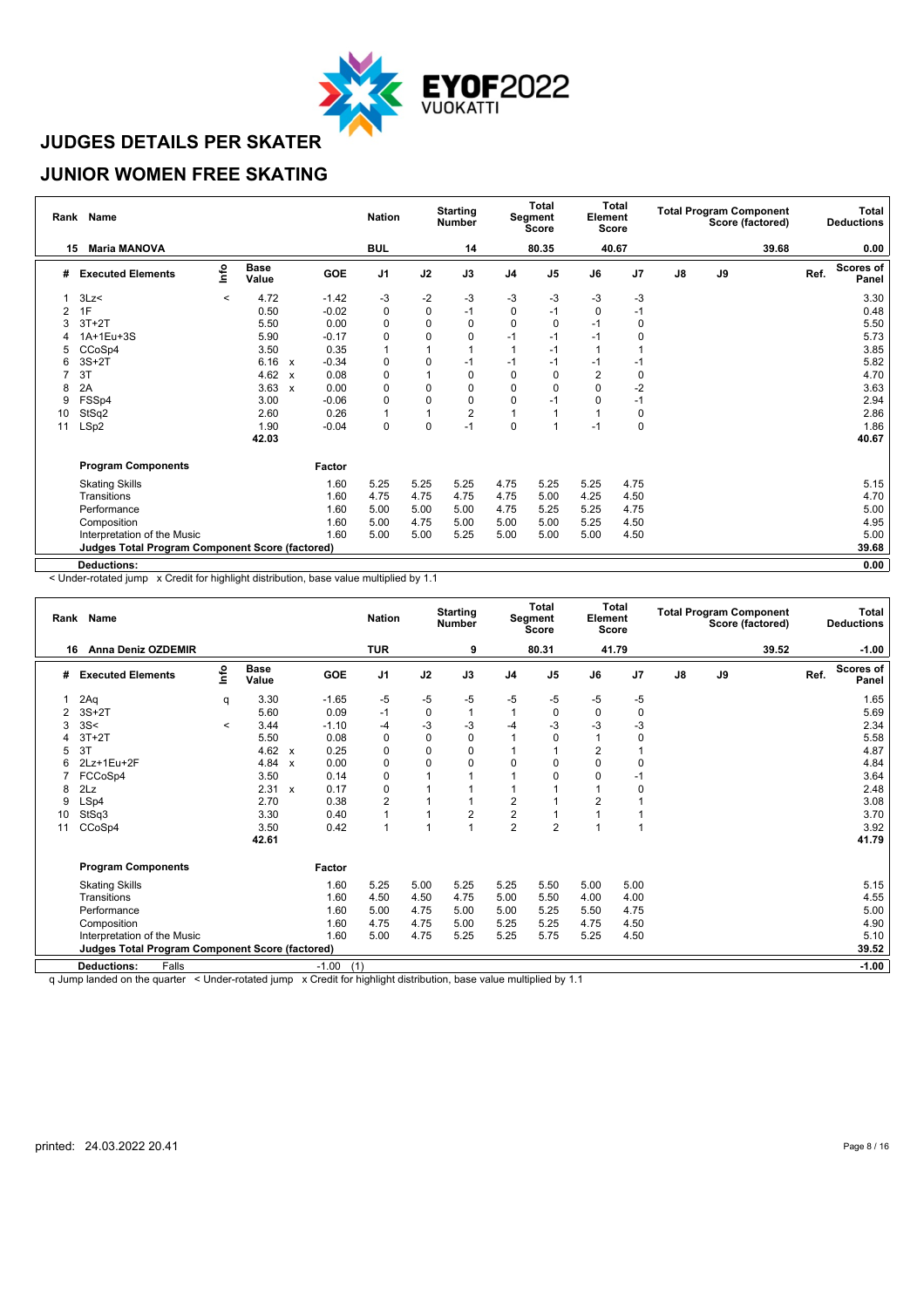# JUDGES DETAILS PER SKATER

## JUNIOR WOMEN FREE SKATING

| Rank | Name | Nation | Starting Number | Total Segment Score | Total Element Score | Total Program Component Score (factored) | Total Deductions |
|---|---|---|---|---|---|---|---|
| 15 | Maria MANOVA | BUL | 14 | 80.35 | 40.67 | 39.68 | 0.00 |

| # | Executed Elements | Info | Base Value | | GOE | J1 | J2 | J3 | J4 | J5 | J6 | J7 | J8 | J9 | Ref. | Scores of Panel |
|---|---|---|---|---|---|---|---|---|---|---|---|---|---|---|---|---|
| 1 | 3Lz< | < | 4.72 | | -1.42 | -3 | -2 | -3 | -3 | -3 | -3 | -3 | | | | 3.30 |
| 2 | 1F | | 0.50 | | -0.02 | 0 | 0 | -1 | 0 | -1 | 0 | -1 | | | | 0.48 |
| 3 | 3T+2T | | 5.50 | | 0.00 | 0 | 0 | 0 | 0 | 0 | -1 | 0 | | | | 5.50 |
| 4 | 1A+1Eu+3S | | 5.90 | | -0.17 | 0 | 0 | 0 | -1 | -1 | -1 | 0 | | | | 5.73 |
| 5 | CCoSp4 | | 3.50 | | 0.35 | 1 | 1 | 1 | 1 | -1 | 1 | 1 | | | | 3.85 |
| 6 | 3S+2T | | 6.16 | x | -0.34 | 0 | 0 | -1 | -1 | -1 | -1 | -1 | | | | 5.82 |
| 7 | 3T | | 4.62 | x | 0.08 | 0 | 1 | 0 | 0 | 0 | 2 | 0 | | | | 4.70 |
| 8 | 2A | | 3.63 | x | 0.00 | 0 | 0 | 0 | 0 | 0 | 0 | -2 | | | | 3.63 |
| 9 | FSSp4 | | 3.00 | | -0.06 | 0 | 0 | 0 | 0 | -1 | 0 | -1 | | | | 2.94 |
| 10 | StSq2 | | 2.60 | | 0.26 | 1 | 1 | 2 | 1 | 1 | 1 | 0 | | | | 2.86 |
| 11 | LSp2 | | 1.90 | | -0.04 | 0 | 0 | -1 | 0 | 1 | -1 | 0 | | | | 1.86 |
| | | | 42.03 | | | | | | | | | | | | | 40.67 |

| Program Components | Factor | J1 | J2 | J3 | J4 | J5 | J6 | J7 | J8 | J9 | Scores of Panel |
|---|---|---|---|---|---|---|---|---|---|---|---|
| Skating Skills | 1.60 | 5.25 | 5.25 | 5.25 | 4.75 | 5.25 | 5.25 | 4.75 | | | 5.15 |
| Transitions | 1.60 | 4.75 | 4.75 | 4.75 | 4.75 | 5.00 | 4.25 | 4.50 | | | 4.70 |
| Performance | 1.60 | 5.00 | 5.00 | 5.00 | 4.75 | 5.25 | 5.25 | 4.75 | | | 5.00 |
| Composition | 1.60 | 5.00 | 4.75 | 5.00 | 5.00 | 5.00 | 5.25 | 4.50 | | | 4.95 |
| Interpretation of the Music | 1.60 | 5.00 | 5.00 | 5.25 | 5.00 | 5.00 | 5.00 | 4.50 | | | 5.00 |
| **Judges Total Program Component Score (factored)** | | | | | | | | | | | **39.68** |
| **Deductions:** | | | | | | | | | | | **0.00** |

< Under-rotated jump x Credit for highlight distribution, base value multiplied by 1.1

| Rank | Name | Nation | Starting Number | Total Segment Score | Total Element Score | Total Program Component Score (factored) | Total Deductions |
|---|---|---|---|---|---|---|---|
| 16 | Anna Deniz OZDEMIR | TUR | 9 | 80.31 | 41.79 | 39.52 | -1.00 |

| # | Executed Elements | Info | Base Value | | GOE | J1 | J2 | J3 | J4 | J5 | J6 | J7 | J8 | J9 | Ref. | Scores of Panel |
|---|---|---|---|---|---|---|---|---|---|---|---|---|---|---|---|---|
| 1 | 2Aq | q | 3.30 | | -1.65 | -5 | -5 | -5 | -5 | -5 | -5 | -5 | | | | 1.65 |
| 2 | 3S+2T | | 5.60 | | 0.09 | -1 | 0 | 1 | 1 | 0 | 0 | 0 | | | | 5.69 |
| 3 | 3S< | < | 3.44 | | -1.10 | -4 | -3 | -3 | -4 | -3 | -3 | -3 | | | | 2.34 |
| 4 | 3T+2T | | 5.50 | | 0.08 | 0 | 0 | 0 | 1 | 0 | 1 | 0 | | | | 5.58 |
| 5 | 3T | | 4.62 | x | 0.25 | 0 | 0 | 0 | 1 | 1 | 2 | 1 | | | | 4.87 |
| 6 | 2Lz+1Eu+2F | | 4.84 | x | 0.00 | 0 | 0 | 0 | 0 | 0 | 0 | 0 | | | | 4.84 |
| 7 | FCCoSp4 | | 3.50 | | 0.14 | 0 | 1 | 1 | 1 | 0 | 0 | -1 | | | | 3.64 |
| 8 | 2Lz | | 2.31 | x | 0.17 | 0 | 1 | 1 | 1 | 1 | 1 | 0 | | | | 2.48 |
| 9 | LSp4 | | 2.70 | | 0.38 | 2 | 1 | 1 | 2 | 1 | 2 | 1 | | | | 3.08 |
| 10 | StSq3 | | 3.30 | | 0.40 | 1 | 1 | 2 | 2 | 1 | 1 | 1 | | | | 3.70 |
| 11 | CCoSp4 | | 3.50 | | 0.42 | 1 | 1 | 1 | 2 | 2 | 1 | 1 | | | | 3.92 |
| | | | 42.61 | | | | | | | | | | | | | 41.79 |

| Program Components | Factor | J1 | J2 | J3 | J4 | J5 | J6 | J7 | J8 | J9 | Scores of Panel |
|---|---|---|---|---|---|---|---|---|---|---|---|
| Skating Skills | 1.60 | 5.25 | 5.00 | 5.25 | 5.25 | 5.50 | 5.00 | 5.00 | | | 5.15 |
| Transitions | 1.60 | 4.50 | 4.50 | 4.75 | 5.00 | 5.50 | 4.00 | 4.00 | | | 4.55 |
| Performance | 1.60 | 5.00 | 4.75 | 5.00 | 5.00 | 5.25 | 5.50 | 4.75 | | | 5.00 |
| Composition | 1.60 | 4.75 | 4.75 | 5.00 | 5.25 | 5.25 | 4.75 | 4.50 | | | 4.90 |
| Interpretation of the Music | 1.60 | 5.00 | 4.75 | 5.25 | 5.25 | 5.75 | 5.25 | 4.50 | | | 5.10 |
| **Judges Total Program Component Score (factored)** | | | | | | | | | | | **39.52** |
| **Deductions:** Falls | -1.00 (1) | | | | | | | | | | **-1.00** |

q Jump landed on the quarter < Under-rotated jump x Credit for highlight distribution, base value multiplied by 1.1

printed: 24.03.2022 20.41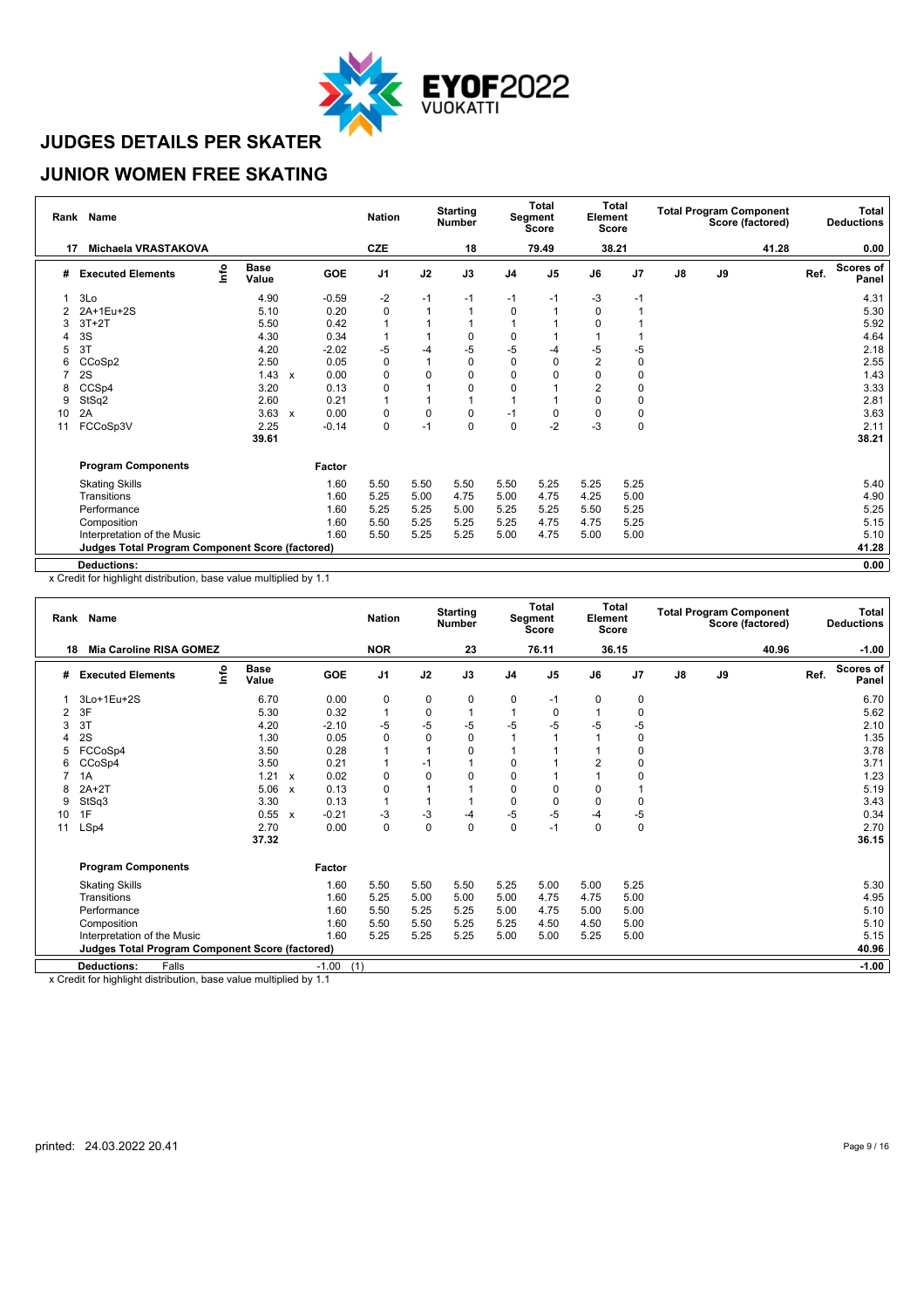# JUDGES DETAILS PER SKATER

## JUNIOR WOMEN FREE SKATING

| Rank | Name | Nation | Starting Number | Total Segment Score | Total Element Score | Total Program Component Score (factored) | Total Deductions |
|---|---|---|---|---|---|---|---|
| 17 | Michaela VRASTAKOVA | CZE | 18 | 79.49 | 38.21 | 41.28 | 0.00 |

| # | Executed Elements | Info | Base Value | | GOE | J1 | J2 | J3 | J4 | J5 | J6 | J7 | J8 | J9 | Ref. | Scores of Panel |
|---|---|---|---|---|---|---|---|---|---|---|---|---|---|---|---|---|
| 1 | 3Lo | | 4.90 | | -0.59 | -2 | -1 | -1 | -1 | -1 | -3 | -1 | | | | 4.31 |
| 2 | 2A+1Eu+2S | | 5.10 | | 0.20 | 0 | 1 | 1 | 0 | 1 | 0 | 1 | | | | 5.30 |
| 3 | 3T+2T | | 5.50 | | 0.42 | 1 | 1 | 1 | 1 | 1 | 0 | 1 | | | | 5.92 |
| 4 | 3S | | 4.30 | | 0.34 | 1 | 1 | 0 | 0 | 1 | 1 | 1 | | | | 4.64 |
| 5 | 3T | | 4.20 | | -2.02 | -5 | -4 | -5 | -5 | -4 | -5 | -5 | | | | 2.18 |
| 6 | CCoSp2 | | 2.50 | | 0.05 | 0 | 1 | 0 | 0 | 0 | 2 | 0 | | | | 2.55 |
| 7 | 2S | | 1.43 | x | 0.00 | 0 | 0 | 0 | 0 | 0 | 0 | 0 | | | | 1.43 |
| 8 | CCSp4 | | 3.20 | | 0.13 | 0 | 1 | 0 | 0 | 1 | 2 | 0 | | | | 3.33 |
| 9 | StSq2 | | 2.60 | | 0.21 | 1 | 1 | 1 | 1 | 1 | 0 | 0 | | | | 2.81 |
| 10 | 2A | | 3.63 | x | 0.00 | 0 | 0 | 0 | -1 | 0 | 0 | 0 | | | | 3.63 |
| 11 | FCCoSp3V | | 2.25 | | -0.14 | 0 | -1 | 0 | 0 | -2 | -3 | 0 | | | | 2.11 |
| | | | 39.61 | | | | | | | | | | | | | 38.21 |

| Program Components | Factor | J1 | J2 | J3 | J4 | J5 | J6 | J7 | J8 | J9 | | Scores of Panel |
|---|---|---|---|---|---|---|---|---|---|---|---|---|
| Skating Skills | 1.60 | 5.50 | 5.50 | 5.50 | 5.50 | 5.25 | 5.25 | 5.25 | | | | 5.40 |
| Transitions | 1.60 | 5.25 | 5.00 | 4.75 | 5.00 | 4.75 | 4.25 | 5.00 | | | | 4.90 |
| Performance | 1.60 | 5.25 | 5.25 | 5.00 | 5.25 | 5.25 | 5.50 | 5.25 | | | | 5.25 |
| Composition | 1.60 | 5.50 | 5.25 | 5.25 | 5.25 | 4.75 | 4.75 | 5.25 | | | | 5.15 |
| Interpretation of the Music | 1.60 | 5.50 | 5.25 | 5.25 | 5.00 | 4.75 | 5.00 | 5.00 | | | | 5.10 |
| **Judges Total Program Component Score (factored)** | | | | | | | | | | | | **41.28** |
| **Deductions:** | | | | | | | | | | | | **0.00** |

x Credit for highlight distribution, base value multiplied by 1.1

| Rank | Name | Nation | Starting Number | Total Segment Score | Total Element Score | Total Program Component Score (factored) | Total Deductions |
|---|---|---|---|---|---|---|---|
| 18 | Mia Caroline RISA GOMEZ | NOR | 23 | 76.11 | 36.15 | 40.96 | -1.00 |

| # | Executed Elements | Info | Base Value | | GOE | J1 | J2 | J3 | J4 | J5 | J6 | J7 | J8 | J9 | Ref. | Scores of Panel |
|---|---|---|---|---|---|---|---|---|---|---|---|---|---|---|---|---|
| 1 | 3Lo+1Eu+2S | | 6.70 | | 0.00 | 0 | 0 | 0 | 0 | -1 | 0 | 0 | | | | 6.70 |
| 2 | 3F | | 5.30 | | 0.32 | 1 | 0 | 1 | 1 | 0 | 1 | 0 | | | | 5.62 |
| 3 | 3T | | 4.20 | | -2.10 | -5 | -5 | -5 | -5 | -5 | -5 | -5 | | | | 2.10 |
| 4 | 2S | | 1.30 | | 0.05 | 0 | 0 | 0 | 1 | 1 | 1 | 0 | | | | 1.35 |
| 5 | FCCoSp4 | | 3.50 | | 0.28 | 1 | 1 | 0 | 1 | 1 | 1 | 0 | | | | 3.78 |
| 6 | CCoSp4 | | 3.50 | | 0.21 | 1 | -1 | 1 | 0 | 1 | 2 | 0 | | | | 3.71 |
| 7 | 1A | | 1.21 | x | 0.02 | 0 | 0 | 0 | 0 | 1 | 1 | 0 | | | | 1.23 |
| 8 | 2A+2T | | 5.06 | x | 0.13 | 0 | 1 | 1 | 0 | 0 | 0 | 1 | | | | 5.19 |
| 9 | StSq3 | | 3.30 | | 0.13 | 1 | 1 | 1 | 0 | 0 | 0 | 0 | | | | 3.43 |
| 10 | 1F | | 0.55 | x | -0.21 | -3 | -3 | -4 | -5 | -5 | -4 | -5 | | | | 0.34 |
| 11 | LSp4 | | 2.70 | | 0.00 | 0 | 0 | 0 | 0 | -1 | 0 | 0 | | | | 2.70 |
| | | | 37.32 | | | | | | | | | | | | | 36.15 |

| Program Components | Factor | J1 | J2 | J3 | J4 | J5 | J6 | J7 | J8 | J9 | | Scores of Panel |
|---|---|---|---|---|---|---|---|---|---|---|---|---|
| Skating Skills | 1.60 | 5.50 | 5.50 | 5.50 | 5.25 | 5.00 | 5.00 | 5.25 | | | | 5.30 |
| Transitions | 1.60 | 5.25 | 5.00 | 5.00 | 5.00 | 4.75 | 4.75 | 5.00 | | | | 4.95 |
| Performance | 1.60 | 5.50 | 5.25 | 5.25 | 5.00 | 4.75 | 5.00 | 5.00 | | | | 5.10 |
| Composition | 1.60 | 5.50 | 5.50 | 5.25 | 5.25 | 4.50 | 4.50 | 5.00 | | | | 5.10 |
| Interpretation of the Music | 1.60 | 5.25 | 5.25 | 5.25 | 5.00 | 5.00 | 5.25 | 5.00 | | | | 5.15 |
| **Judges Total Program Component Score (factored)** | | | | | | | | | | | | **40.96** |
| **Deductions:** Falls | -1.00 (1) | | | | | | | | | | | **-1.00** |

x Credit for highlight distribution, base value multiplied by 1.1

printed: 24.03.2022 20.41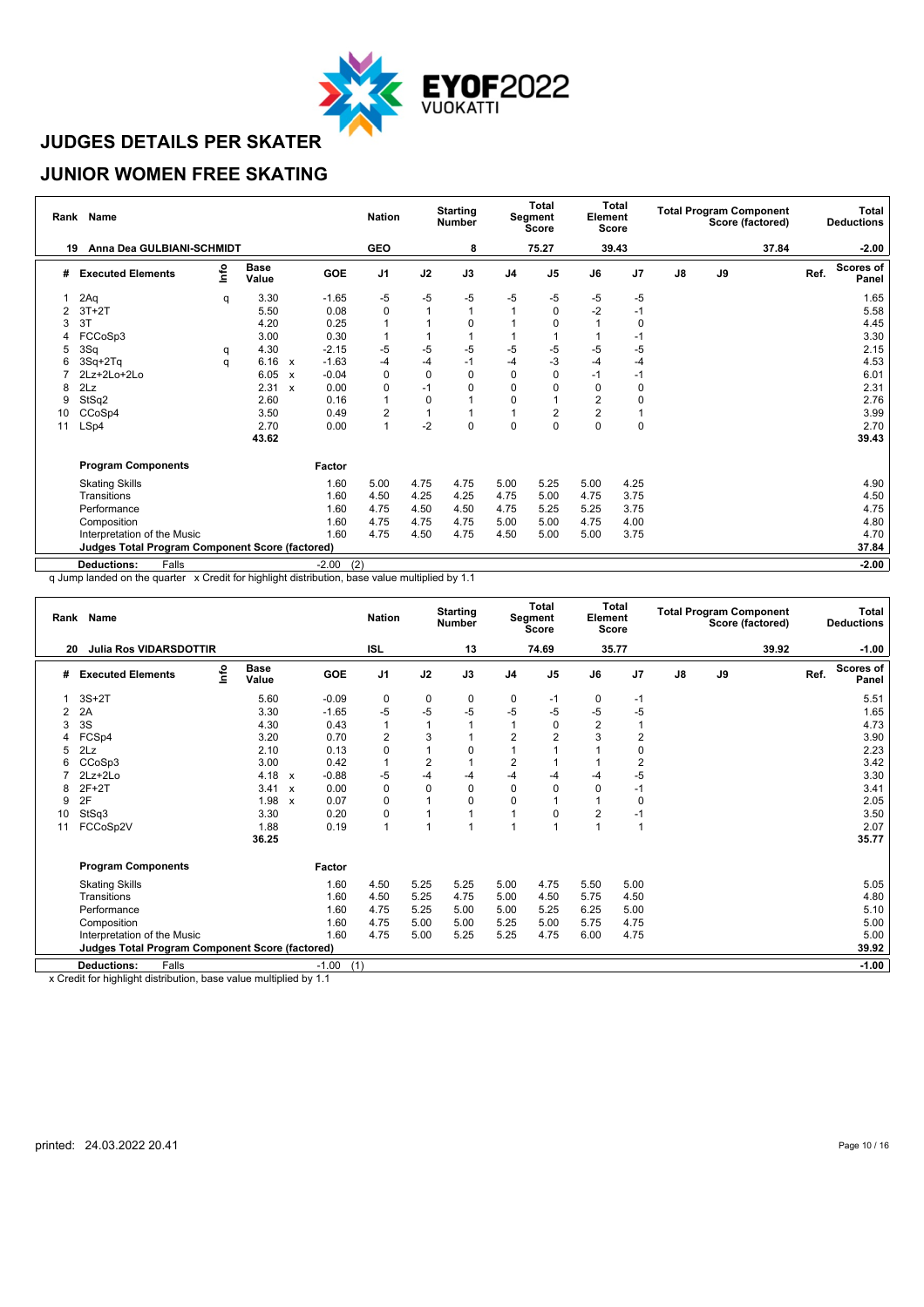# JUDGES DETAILS PER SKATER

## JUNIOR WOMEN FREE SKATING

| Rank | Name | Nation | Starting Number | Total Segment Score | Total Element Score | Total Program Component Score (factored) | Total Deductions |
|---|---|---|---|---|---|---|---|
| 19 | Anna Dea GULBIANI-SCHMIDT | GEO | 8 | 75.27 | 39.43 | 37.84 | -2.00 |

| # | Executed Elements | Info | Base Value | | GOE | J1 | J2 | J3 | J4 | J5 | J6 | J7 | J8 | J9 | Ref. | Scores of Panel |
|---|---|---|---|---|---|---|---|---|---|---|---|---|---|---|---|---|
| 1 | 2Aq | q | 3.30 | | -1.65 | -5 | -5 | -5 | -5 | -5 | -5 | -5 | | | | 1.65 |
| 2 | 3T+2T | | 5.50 | | 0.08 | 0 | 1 | 1 | 1 | 0 | -2 | -1 | | | | 5.58 |
| 3 | 3T | | 4.20 | | 0.25 | 1 | 1 | 0 | 1 | 0 | 1 | 0 | | | | 4.45 |
| 4 | FCCoSp3 | | 3.00 | | 0.30 | 1 | 1 | 1 | 1 | 1 | 1 | -1 | | | | 3.30 |
| 5 | 3Sq | q | 4.30 | | -2.15 | -5 | -5 | -5 | -5 | -5 | -5 | -5 | | | | 2.15 |
| 6 | 3Sq+2Tq | q | 6.16 | x | -1.63 | -4 | -4 | -1 | -4 | -3 | -4 | -4 | | | | 4.53 |
| 7 | 2Lz+2Lo+2Lo | | 6.05 | x | -0.04 | 0 | 0 | 0 | 0 | 0 | -1 | -1 | | | | 6.01 |
| 8 | 2Lz | | 2.31 | x | 0.00 | 0 | -1 | 0 | 0 | 0 | 0 | 0 | | | | 2.31 |
| 9 | StSq2 | | 2.60 | | 0.16 | 1 | 0 | 1 | 0 | 1 | 2 | 0 | | | | 2.76 |
| 10 | CCoSp4 | | 3.50 | | 0.49 | 2 | 1 | 1 | 1 | 2 | 2 | 1 | | | | 3.99 |
| 11 | LSp4 | | 2.70 | | 0.00 | 1 | -2 | 0 | 0 | 0 | 0 | 0 | | | | 2.70 |
| | | | 43.62 | | | | | | | | | | | | | 39.43 |

| Program Components | Factor | J1 | J2 | J3 | J4 | J5 | J6 | J7 | J8 | J9 | Scores of Panel |
|---|---|---|---|---|---|---|---|---|---|---|---|
| Skating Skills | 1.60 | 5.00 | 4.75 | 4.75 | 5.00 | 5.25 | 5.00 | 4.25 | | | 4.90 |
| Transitions | 1.60 | 4.50 | 4.25 | 4.25 | 4.75 | 5.00 | 4.75 | 3.75 | | | 4.50 |
| Performance | 1.60 | 4.75 | 4.50 | 4.50 | 4.75 | 5.25 | 5.25 | 3.75 | | | 4.75 |
| Composition | 1.60 | 4.75 | 4.75 | 4.75 | 5.00 | 5.00 | 4.75 | 4.00 | | | 4.80 |
| Interpretation of the Music | 1.60 | 4.75 | 4.50 | 4.75 | 4.50 | 5.00 | 5.00 | 3.75 | | | 4.70 |
| **Judges Total Program Component Score (factored)** | | | | | | | | | | | **37.84** |
| **Deductions:** Falls | -2.00 (2) | | | | | | | | | | **-2.00** |

q Jump landed on the quarter x Credit for highlight distribution, base value multiplied by 1.1

| Rank | Name | Nation | Starting Number | Total Segment Score | Total Element Score | Total Program Component Score (factored) | Total Deductions |
|---|---|---|---|---|---|---|---|
| 20 | Julia Ros VIDARSDOTTIR | ISL | 13 | 74.69 | 35.77 | 39.92 | -1.00 |

| # | Executed Elements | Info | Base Value | | GOE | J1 | J2 | J3 | J4 | J5 | J6 | J7 | J8 | J9 | Ref. | Scores of Panel |
|---|---|---|---|---|---|---|---|---|---|---|---|---|---|---|---|---|
| 1 | 3S+2T | | 5.60 | | -0.09 | 0 | 0 | 0 | 0 | -1 | 0 | -1 | | | | 5.51 |
| 2 | 2A | | 3.30 | | -1.65 | -5 | -5 | -5 | -5 | -5 | -5 | -5 | | | | 1.65 |
| 3 | 3S | | 4.30 | | 0.43 | 1 | 1 | 1 | 1 | 0 | 2 | 1 | | | | 4.73 |
| 4 | FCSp4 | | 3.20 | | 0.70 | 2 | 3 | 1 | 2 | 2 | 3 | 2 | | | | 3.90 |
| 5 | 2Lz | | 2.10 | | 0.13 | 0 | 1 | 0 | 1 | 1 | 1 | 0 | | | | 2.23 |
| 6 | CCoSp3 | | 3.00 | | 0.42 | 1 | 2 | 1 | 2 | 1 | 1 | 2 | | | | 3.42 |
| 7 | 2Lz+2Lo | | 4.18 | x | -0.88 | -5 | -4 | -4 | -4 | -4 | -4 | -5 | | | | 3.30 |
| 8 | 2F+2T | | 3.41 | x | 0.00 | 0 | 0 | 0 | 0 | 0 | 0 | -1 | | | | 3.41 |
| 9 | 2F | | 1.98 | x | 0.07 | 0 | 1 | 0 | 0 | 1 | 1 | 0 | | | | 2.05 |
| 10 | StSq3 | | 3.30 | | 0.20 | 0 | 1 | 1 | 1 | 0 | 2 | -1 | | | | 3.50 |
| 11 | FCCoSp2V | | 1.88 | | 0.19 | 1 | 1 | 1 | 1 | 1 | 1 | 1 | | | | 2.07 |
| | | | 36.25 | | | | | | | | | | | | | 35.77 |

| Program Components | Factor | J1 | J2 | J3 | J4 | J5 | J6 | J7 | J8 | J9 | Scores of Panel |
|---|---|---|---|---|---|---|---|---|---|---|---|
| Skating Skills | 1.60 | 4.50 | 5.25 | 5.25 | 5.00 | 4.75 | 5.50 | 5.00 | | | 5.05 |
| Transitions | 1.60 | 4.50 | 5.25 | 4.75 | 5.00 | 4.50 | 5.75 | 4.50 | | | 4.80 |
| Performance | 1.60 | 4.75 | 5.25 | 5.00 | 5.00 | 5.25 | 6.25 | 5.00 | | | 5.10 |
| Composition | 1.60 | 4.75 | 5.00 | 5.00 | 5.25 | 5.00 | 5.75 | 4.75 | | | 5.00 |
| Interpretation of the Music | 1.60 | 4.75 | 5.00 | 5.25 | 5.25 | 4.75 | 6.00 | 4.75 | | | 5.00 |
| **Judges Total Program Component Score (factored)** | | | | | | | | | | | **39.92** |
| **Deductions:** Falls | -1.00 (1) | | | | | | | | | | **-1.00** |

x Credit for highlight distribution, base value multiplied by 1.1

printed: 24.03.2022 20.41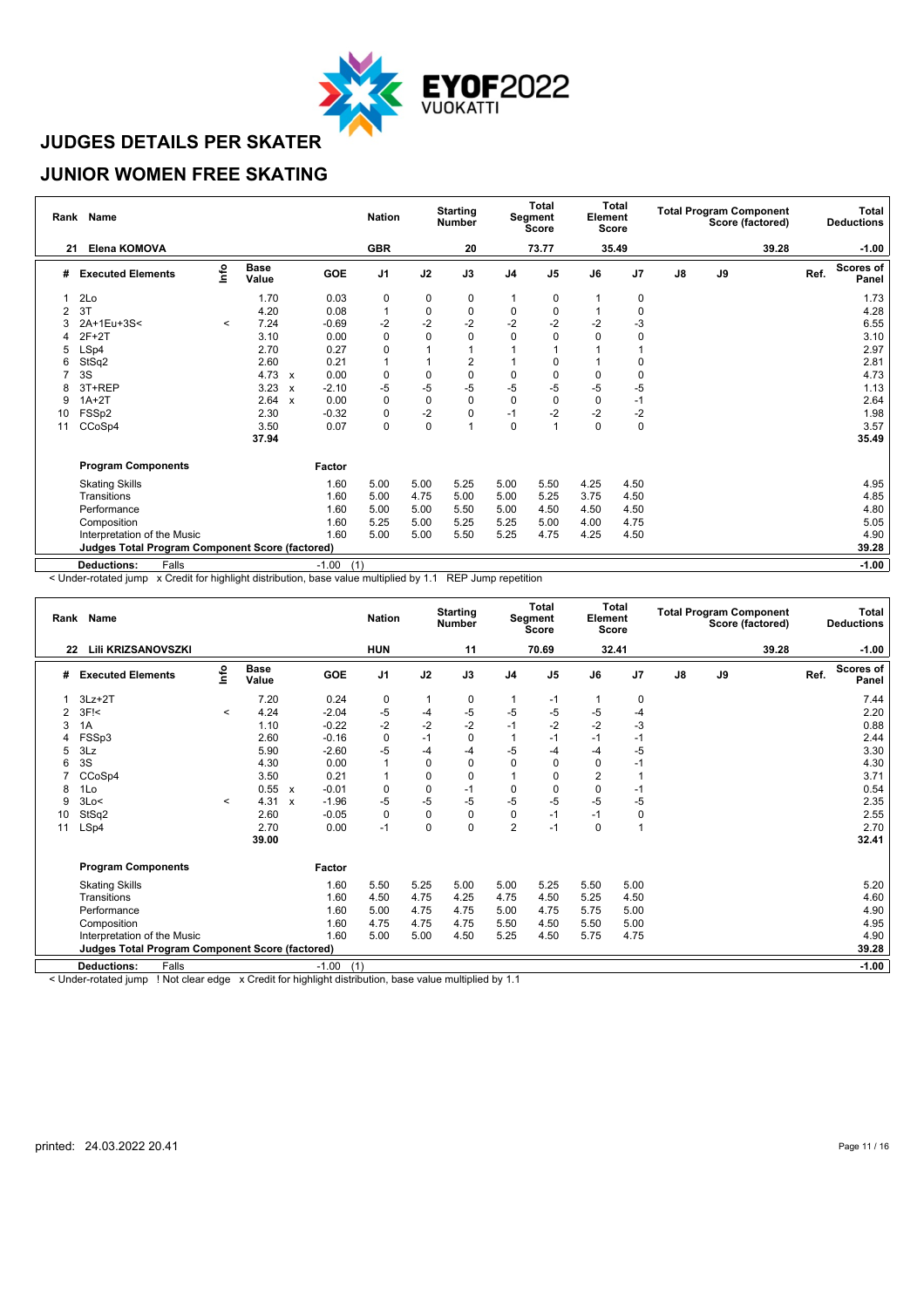# JUDGES DETAILS PER SKATER

## JUNIOR WOMEN FREE SKATING

| Rank | Name | Nation | Starting Number | Total Segment Score | Total Element Score | Total Program Component Score (factored) | Total Deductions |
|---|---|---|---|---|---|---|---|
| 21 | Elena KOMOVA | GBR | 20 | 73.77 | 35.49 | 39.28 | -1.00 |

| # | Executed Elements | Info | Base Value | | GOE | J1 | J2 | J3 | J4 | J5 | J6 | J7 | J8 | J9 | Ref. | Scores of Panel |
|---|---|---|---|---|---|---|---|---|---|---|---|---|---|---|---|---|
| 1 | 2Lo | | 1.70 | | 0.03 | 0 | 0 | 0 | 1 | 0 | 1 | 0 | | | | 1.73 |
| 2 | 3T | | 4.20 | | 0.08 | 1 | 0 | 0 | 0 | 0 | 1 | 0 | | | | 4.28 |
| 3 | 2A+1Eu+3S< | < | 7.24 | | -0.69 | -2 | -2 | -2 | -2 | -2 | -2 | -3 | | | | 6.55 |
| 4 | 2F+2T | | 3.10 | | 0.00 | 0 | 0 | 0 | 0 | 0 | 0 | 0 | | | | 3.10 |
| 5 | LSp4 | | 2.70 | | 0.27 | 0 | 1 | 1 | 1 | 1 | 1 | 1 | | | | 2.97 |
| 6 | StSq2 | | 2.60 | | 0.21 | 1 | 1 | 2 | 1 | 0 | 1 | 0 | | | | 2.81 |
| 7 | 3S | | 4.73 | x | 0.00 | 0 | 0 | 0 | 0 | 0 | 0 | 0 | | | | 4.73 |
| 8 | 3T+REP | | 3.23 | x | -2.10 | -5 | -5 | -5 | -5 | -5 | -5 | -5 | | | | 1.13 |
| 9 | 1A+2T | | 2.64 | x | 0.00 | 0 | 0 | 0 | 0 | 0 | 0 | -1 | | | | 2.64 |
| 10 | FSSp2 | | 2.30 | | -0.32 | 0 | -2 | 0 | -1 | -2 | -2 | -2 | | | | 1.98 |
| 11 | CCoSp4 | | 3.50 | | 0.07 | 0 | 0 | 1 | 0 | 1 | 0 | 0 | | | | 3.57 |
| | | | 37.94 | | | | | | | | | | | | | 35.49 |

| Program Components | Factor | J1 | J2 | J3 | J4 | J5 | J6 | J7 | J8 | J9 | Scores of Panel |
|---|---|---|---|---|---|---|---|---|---|---|---|
| Skating Skills | 1.60 | 5.00 | 5.00 | 5.25 | 5.00 | 5.50 | 4.25 | 4.50 | | | 4.95 |
| Transitions | 1.60 | 5.00 | 4.75 | 5.00 | 5.00 | 5.25 | 3.75 | 4.50 | | | 4.85 |
| Performance | 1.60 | 5.00 | 5.00 | 5.50 | 5.00 | 4.50 | 4.50 | 4.50 | | | 4.80 |
| Composition | 1.60 | 5.25 | 5.00 | 5.25 | 5.25 | 5.00 | 4.00 | 4.75 | | | 5.05 |
| Interpretation of the Music | 1.60 | 5.00 | 5.00 | 5.50 | 5.25 | 4.75 | 4.25 | 4.50 | | | 4.90 |
| **Judges Total Program Component Score (factored)** | | | | | | | | | | | **39.28** |
| **Deductions:** Falls | -1.00 (1) | | | | | | | | | | **-1.00** |

< Under-rotated jump x Credit for highlight distribution, base value multiplied by 1.1 REP Jump repetition

| Rank | Name | Nation | Starting Number | Total Segment Score | Total Element Score | Total Program Component Score (factored) | Total Deductions |
|---|---|---|---|---|---|---|---|
| 22 | Lili KRIZSANOVSZKI | HUN | 11 | 70.69 | 32.41 | 39.28 | -1.00 |

| # | Executed Elements | Info | Base Value | | GOE | J1 | J2 | J3 | J4 | J5 | J6 | J7 | J8 | J9 | Ref. | Scores of Panel |
|---|---|---|---|---|---|---|---|---|---|---|---|---|---|---|---|---|
| 1 | 3Lz+2T | | 7.20 | | 0.24 | 0 | 1 | 0 | 1 | -1 | 1 | 0 | | | | 7.44 |
| 2 | 3F!< | < | 4.24 | | -2.04 | -5 | -4 | -5 | -5 | -5 | -5 | -4 | | | | 2.20 |
| 3 | 1A | | 1.10 | | -0.22 | -2 | -2 | -2 | -1 | -2 | -2 | -3 | | | | 0.88 |
| 4 | FSSp3 | | 2.60 | | -0.16 | 0 | -1 | 0 | 1 | -1 | -1 | -1 | | | | 2.44 |
| 5 | 3Lz | | 5.90 | | -2.60 | -5 | -4 | -4 | -5 | -4 | -4 | -5 | | | | 3.30 |
| 6 | 3S | | 4.30 | | 0.00 | 1 | 0 | 0 | 0 | 0 | 0 | -1 | | | | 4.30 |
| 7 | CCoSp4 | | 3.50 | | 0.21 | 1 | 0 | 0 | 1 | 0 | 2 | 1 | | | | 3.71 |
| 8 | 1Lo | | 0.55 | x | -0.01 | 0 | 0 | -1 | 0 | 0 | 0 | -1 | | | | 0.54 |
| 9 | 3Lo< | < | 4.31 | x | -1.96 | -5 | -5 | -5 | -5 | -5 | -5 | -5 | | | | 2.35 |
| 10 | StSq2 | | 2.60 | | -0.05 | 0 | 0 | 0 | 0 | -1 | -1 | 0 | | | | 2.55 |
| 11 | LSp4 | | 2.70 | | 0.00 | -1 | 0 | 0 | 2 | -1 | 0 | 1 | | | | 2.70 |
| | | | 39.00 | | | | | | | | | | | | | 32.41 |

| Program Components | Factor | J1 | J2 | J3 | J4 | J5 | J6 | J7 | J8 | J9 | Scores of Panel |
|---|---|---|---|---|---|---|---|---|---|---|---|
| Skating Skills | 1.60 | 5.50 | 5.25 | 5.00 | 5.00 | 5.25 | 5.50 | 5.00 | | | 5.20 |
| Transitions | 1.60 | 4.50 | 4.75 | 4.25 | 4.75 | 4.50 | 5.25 | 4.50 | | | 4.60 |
| Performance | 1.60 | 5.00 | 4.75 | 4.75 | 5.00 | 4.75 | 5.75 | 5.00 | | | 4.90 |
| Composition | 1.60 | 4.75 | 4.75 | 4.75 | 5.50 | 4.50 | 5.50 | 5.00 | | | 4.95 |
| Interpretation of the Music | 1.60 | 5.00 | 5.00 | 4.50 | 5.25 | 4.50 | 5.75 | 4.75 | | | 4.90 |
| **Judges Total Program Component Score (factored)** | | | | | | | | | | | **39.28** |
| **Deductions:** Falls | -1.00 (1) | | | | | | | | | | **-1.00** |

< Under-rotated jump ! Not clear edge x Credit for highlight distribution, base value multiplied by 1.1

printed: 24.03.2022 20.41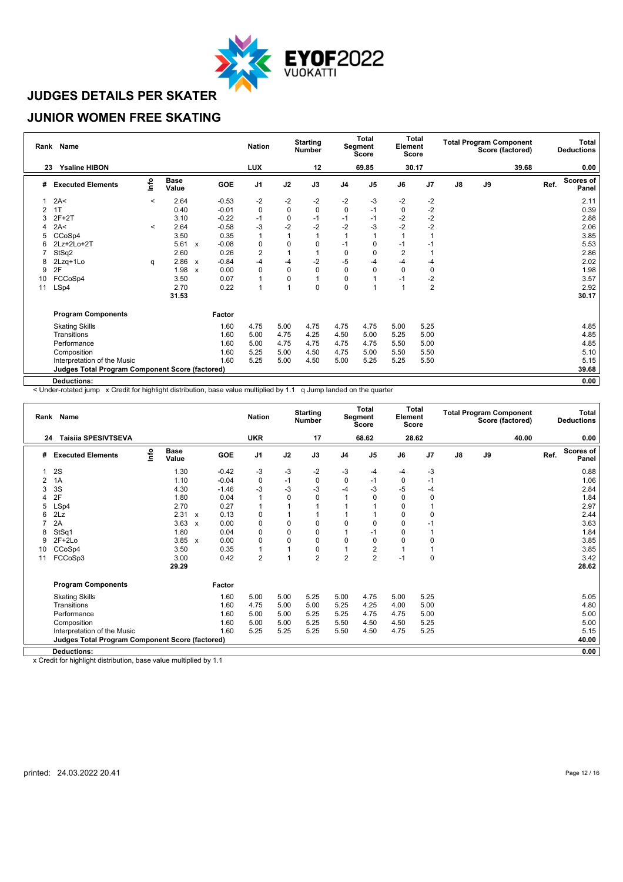EYOF2022 VUOKATTI

# JUDGES DETAILS PER SKATER

## JUNIOR WOMEN FREE SKATING

| Rank | Name | Nation | Starting Number | Total Segment Score | Total Element Score | Total Program Component Score (factored) | Total Deductions |
|---|---|---|---|---|---|---|---|
| 23 | Ysaline HIBON | LUX | 12 | 69.85 | 30.17 | 39.68 | 0.00 |

| # | Executed Elements | Info | Base Value | | GOE | J1 | J2 | J3 | J4 | J5 | J6 | J7 | J8 | J9 | Ref. | Scores of Panel |
|---|---|---|---|---|---|---|---|---|---|---|---|---|---|---|---|---|
| 1 | 2A< | < | 2.64 | | -0.53 | -2 | -2 | -2 | -2 | -3 | -2 | -2 | | | | 2.11 |
| 2 | 1T | | 0.40 | | -0.01 | 0 | 0 | 0 | 0 | -1 | 0 | -2 | | | | 0.39 |
| 3 | 2F+2T | | 3.10 | | -0.22 | -1 | 0 | -1 | -1 | -1 | -2 | -2 | | | | 2.88 |
| 4 | 2A< | < | 2.64 | | -0.58 | -3 | -2 | -2 | -2 | -3 | -2 | -2 | | | | 2.06 |
| 5 | CCoSp4 | | 3.50 | | 0.35 | 1 | 1 | 1 | 1 | 1 | 1 | 1 | | | | 3.85 |
| 6 | 2Lz+2Lo+2T | | 5.61 | x | -0.08 | 0 | 0 | 0 | -1 | 0 | -1 | -1 | | | | 5.53 |
| 7 | StSq2 | | 2.60 | | 0.26 | 2 | 1 | 1 | 0 | 0 | 2 | 1 | | | | 2.86 |
| 8 | 2Lzq+1Lo | q | 2.86 | x | -0.84 | -4 | -4 | -2 | -5 | -4 | -4 | -4 | | | | 2.02 |
| 9 | 2F | | 1.98 | x | 0.00 | 0 | 0 | 0 | 0 | 0 | 0 | 0 | | | | 1.98 |
| 10 | FCCoSp4 | | 3.50 | | 0.07 | 1 | 0 | 1 | 0 | 1 | -1 | -2 | | | | 3.57 |
| 11 | LSp4 | | 2.70 | | 0.22 | 1 | 1 | 0 | 0 | 1 | 1 | 2 | | | | 2.92 |
| | | | 31.53 | | | | | | | | | | | | | 30.17 |

| Program Components | Factor | J1 | J2 | J3 | J4 | J5 | J6 | J7 | J8 | J9 | Scores of Panel |
|---|---|---|---|---|---|---|---|---|---|---|---|
| Skating Skills | 1.60 | 4.75 | 5.00 | 4.75 | 4.75 | 4.75 | 5.00 | 5.25 | | | 4.85 |
| Transitions | 1.60 | 5.00 | 4.75 | 4.25 | 4.50 | 5.00 | 5.25 | 5.00 | | | 4.85 |
| Performance | 1.60 | 5.00 | 4.75 | 4.75 | 4.75 | 4.75 | 5.50 | 5.00 | | | 4.85 |
| Composition | 1.60 | 5.25 | 5.00 | 4.50 | 4.75 | 5.00 | 5.50 | 5.50 | | | 5.10 |
| Interpretation of the Music | 1.60 | 5.25 | 5.00 | 4.50 | 5.00 | 5.25 | 5.25 | 5.50 | | | 5.15 |
| **Judges Total Program Component Score (factored)** | | | | | | | | | | | **39.68** |
| **Deductions:** | | | | | | | | | | | **0.00** |

< Under-rotated jump x Credit for highlight distribution, base value multiplied by 1.1 q Jump landed on the quarter

| Rank | Name | Nation | Starting Number | Total Segment Score | Total Element Score | Total Program Component Score (factored) | Total Deductions |
|---|---|---|---|---|---|---|---|
| 24 | Taisiia SPESIVTSEVA | UKR | 17 | 68.62 | 28.62 | 40.00 | 0.00 |

| # | Executed Elements | Info | Base Value | | GOE | J1 | J2 | J3 | J4 | J5 | J6 | J7 | J8 | J9 | Ref. | Scores of Panel |
|---|---|---|---|---|---|---|---|---|---|---|---|---|---|---|---|---|
| 1 | 2S | | 1.30 | | -0.42 | -3 | -3 | -2 | -3 | -4 | -4 | -3 | | | | 0.88 |
| 2 | 1A | | 1.10 | | -0.04 | 0 | -1 | 0 | 0 | -1 | 0 | -1 | | | | 1.06 |
| 3 | 3S | | 4.30 | | -1.46 | -3 | -3 | -3 | -4 | -3 | -5 | -4 | | | | 2.84 |
| 4 | 2F | | 1.80 | | 0.04 | 1 | 0 | 0 | 1 | 0 | 0 | 0 | | | | 1.84 |
| 5 | LSp4 | | 2.70 | | 0.27 | 1 | 1 | 1 | 1 | 1 | 0 | 1 | | | | 2.97 |
| 6 | 2Lz | | 2.31 | x | 0.13 | 0 | 1 | 1 | 1 | 1 | 0 | 0 | | | | 2.44 |
| 7 | 2A | | 3.63 | x | 0.00 | 0 | 0 | 0 | 0 | 0 | 0 | -1 | | | | 3.63 |
| 8 | StSq1 | | 1.80 | | 0.04 | 0 | 0 | 0 | 1 | -1 | 0 | 1 | | | | 1.84 |
| 9 | 2F+2Lo | | 3.85 | x | 0.00 | 0 | 0 | 0 | 0 | 0 | 0 | 0 | | | | 3.85 |
| 10 | CCoSp4 | | 3.50 | | 0.35 | 1 | 1 | 0 | 1 | 2 | 1 | 1 | | | | 3.85 |
| 11 | FCCoSp3 | | 3.00 | | 0.42 | 2 | 1 | 2 | 2 | 2 | -1 | 0 | | | | 3.42 |
| | | | 29.29 | | | | | | | | | | | | | 28.62 |

| Program Components | Factor | J1 | J2 | J3 | J4 | J5 | J6 | J7 | J8 | J9 | Scores of Panel |
|---|---|---|---|---|---|---|---|---|---|---|---|
| Skating Skills | 1.60 | 5.00 | 5.00 | 5.25 | 5.00 | 4.75 | 5.00 | 5.25 | | | 5.05 |
| Transitions | 1.60 | 4.75 | 5.00 | 5.00 | 5.25 | 4.25 | 4.00 | 5.00 | | | 4.80 |
| Performance | 1.60 | 5.00 | 5.00 | 5.25 | 5.25 | 4.75 | 4.75 | 5.00 | | | 5.00 |
| Composition | 1.60 | 5.00 | 5.00 | 5.25 | 5.50 | 4.50 | 4.50 | 5.25 | | | 5.00 |
| Interpretation of the Music | 1.60 | 5.25 | 5.25 | 5.25 | 5.50 | 4.50 | 4.75 | 5.25 | | | 5.15 |
| **Judges Total Program Component Score (factored)** | | | | | | | | | | | **40.00** |
| **Deductions:** | | | | | | | | | | | **0.00** |

x Credit for highlight distribution, base value multiplied by 1.1

printed: 24.03.2022 20.41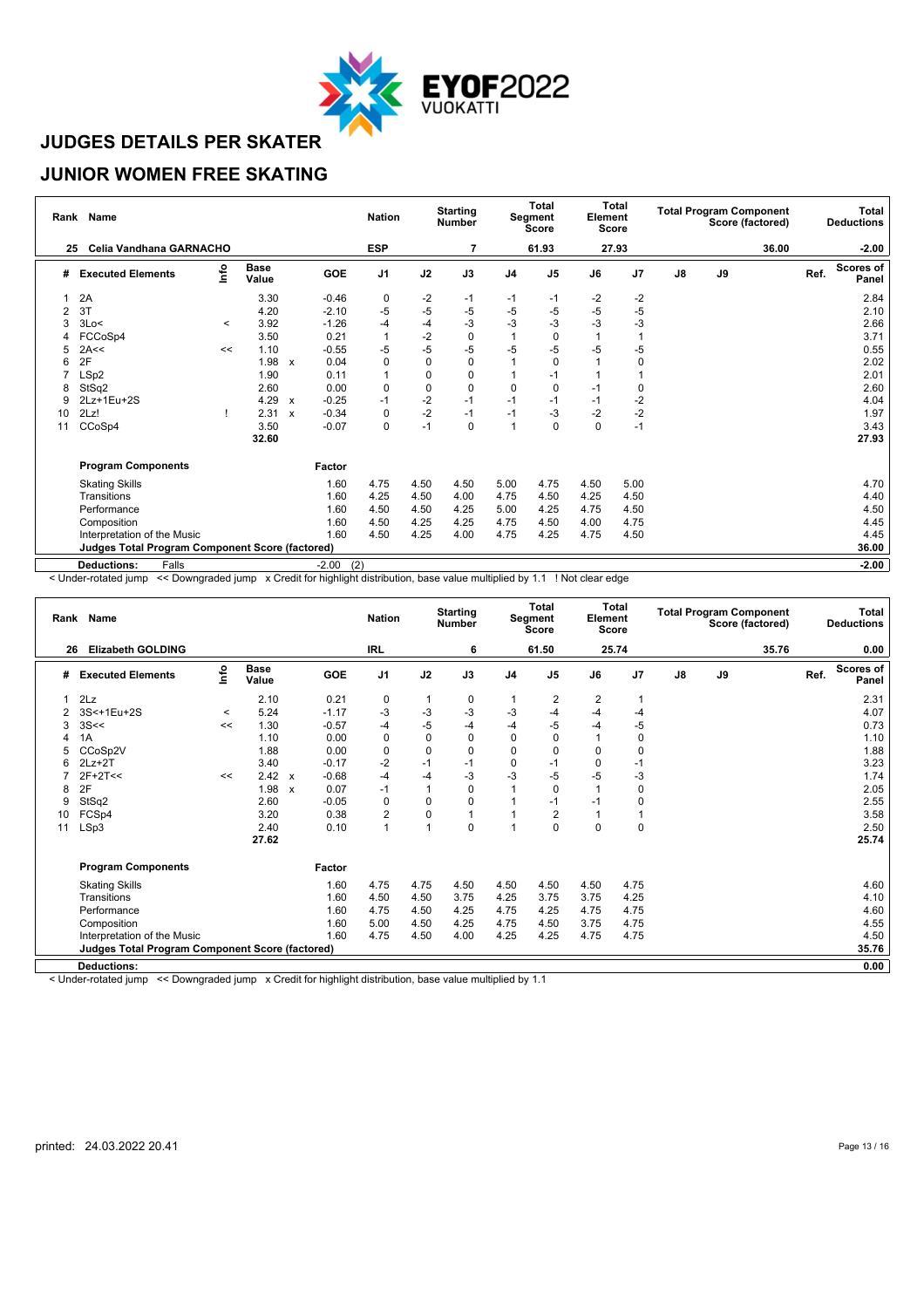# JUDGES DETAILS PER SKATER

## JUNIOR WOMEN FREE SKATING

| Rank | Name | Nation | Starting Number | Total Segment Score | Total Element Score | Total Program Component Score (factored) | Total Deductions |
|---|---|---|---|---|---|---|---|
| 25 | Celia Vandhana GARNACHO | ESP | 7 | 61.93 | 27.93 | 36.00 | -2.00 |

| # | Executed Elements | Info | Base Value | | GOE | J1 | J2 | J3 | J4 | J5 | J6 | J7 | J8 | J9 | Ref. | Scores of Panel |
|---|---|---|---|---|---|---|---|---|---|---|---|---|---|---|---|---|
| 1 | 2A | | 3.30 | | -0.46 | 0 | -2 | -1 | -1 | -1 | -2 | -2 | | | | 2.84 |
| 2 | 3T | | 4.20 | | -2.10 | -5 | -5 | -5 | -5 | -5 | -5 | -5 | | | | 2.10 |
| 3 | 3Lo< | < | 3.92 | | -1.26 | -4 | -4 | -3 | -3 | -3 | -3 | -3 | | | | 2.66 |
| 4 | FCCoSp4 | | 3.50 | | 0.21 | 1 | -2 | 0 | 1 | 0 | 1 | 1 | | | | 3.71 |
| 5 | 2A<< | << | 1.10 | | -0.55 | -5 | -5 | -5 | -5 | -5 | -5 | -5 | | | | 0.55 |
| 6 | 2F | | 1.98 | x | 0.04 | 0 | 0 | 0 | 1 | 0 | 1 | 0 | | | | 2.02 |
| 7 | LSp2 | | 1.90 | | 0.11 | 1 | 0 | 0 | 1 | -1 | 1 | 1 | | | | 2.01 |
| 8 | StSq2 | | 2.60 | | 0.00 | 0 | 0 | 0 | 0 | 0 | -1 | 0 | | | | 2.60 |
| 9 | 2Lz+1Eu+2S | | 4.29 | x | -0.25 | -1 | -2 | -1 | -1 | -1 | -1 | -2 | | | | 4.04 |
| 10 | 2Lz! | ! | 2.31 | x | -0.34 | 0 | -2 | -1 | -1 | -3 | -2 | -2 | | | | 1.97 |
| 11 | CCoSp4 | | 3.50 | | -0.07 | 0 | -1 | 0 | 1 | 0 | 0 | -1 | | | | 3.43 |
| | | | 32.60 | | | | | | | | | | | | | 27.93 |

| Program Components | Factor | J1 | J2 | J3 | J4 | J5 | J6 | J7 | J8 | J9 | Scores of Panel |
|---|---|---|---|---|---|---|---|---|---|---|---|
| Skating Skills | 1.60 | 4.75 | 4.50 | 4.50 | 5.00 | 4.75 | 4.50 | 5.00 | | | 4.70 |
| Transitions | 1.60 | 4.25 | 4.50 | 4.00 | 4.75 | 4.50 | 4.25 | 4.50 | | | 4.40 |
| Performance | 1.60 | 4.50 | 4.50 | 4.25 | 5.00 | 4.25 | 4.75 | 4.50 | | | 4.50 |
| Composition | 1.60 | 4.50 | 4.25 | 4.25 | 4.75 | 4.50 | 4.00 | 4.75 | | | 4.45 |
| Interpretation of the Music | 1.60 | 4.50 | 4.25 | 4.00 | 4.75 | 4.25 | 4.75 | 4.50 | | | 4.45 |
| **Judges Total Program Component Score (factored)** | | | | | | | | | | | **36.00** |

**Deductions:** Falls -2.00 (2) **-2.00**

< Under-rotated jump << Downgraded jump x Credit for highlight distribution, base value multiplied by 1.1 ! Not clear edge

| Rank | Name | Nation | Starting Number | Total Segment Score | Total Element Score | Total Program Component Score (factored) | Total Deductions |
|---|---|---|---|---|---|---|---|
| 26 | Elizabeth GOLDING | IRL | 6 | 61.50 | 25.74 | 35.76 | 0.00 |

| # | Executed Elements | Info | Base Value | | GOE | J1 | J2 | J3 | J4 | J5 | J6 | J7 | J8 | J9 | Ref. | Scores of Panel |
|---|---|---|---|---|---|---|---|---|---|---|---|---|---|---|---|---|
| 1 | 2Lz | | 2.10 | | 0.21 | 0 | 1 | 0 | 1 | 2 | 2 | 1 | | | | 2.31 |
| 2 | 3S<+1Eu+2S | < | 5.24 | | -1.17 | -3 | -3 | -3 | -3 | -4 | -4 | -4 | | | | 4.07 |
| 3 | 3S<< | << | 1.30 | | -0.57 | -4 | -5 | -4 | -4 | -5 | -4 | -5 | | | | 0.73 |
| 4 | 1A | | 1.10 | | 0.00 | 0 | 0 | 0 | 0 | 0 | 1 | 0 | | | | 1.10 |
| 5 | CCoSp2V | | 1.88 | | 0.00 | 0 | 0 | 0 | 0 | 0 | 0 | 0 | | | | 1.88 |
| 6 | 2Lz+2T | | 3.40 | | -0.17 | -2 | -1 | -1 | 0 | -1 | 0 | -1 | | | | 3.23 |
| 7 | 2F+2T<< | << | 2.42 | x | -0.68 | -4 | -4 | -3 | -3 | -5 | -5 | -3 | | | | 1.74 |
| 8 | 2F | | 1.98 | x | 0.07 | -1 | 1 | 0 | 1 | 0 | 1 | 0 | | | | 2.05 |
| 9 | StSq2 | | 2.60 | | -0.05 | 0 | 0 | 0 | 1 | -1 | -1 | 0 | | | | 2.55 |
| 10 | FCSp4 | | 3.20 | | 0.38 | 2 | 0 | 1 | 1 | 2 | 1 | 1 | | | | 3.58 |
| 11 | LSp3 | | 2.40 | | 0.10 | 1 | 1 | 0 | 1 | 0 | 0 | 0 | | | | 2.50 |
| | | | 27.62 | | | | | | | | | | | | | 25.74 |

| Program Components | Factor | J1 | J2 | J3 | J4 | J5 | J6 | J7 | J8 | J9 | Scores of Panel |
|---|---|---|---|---|---|---|---|---|---|---|---|
| Skating Skills | 1.60 | 4.75 | 4.75 | 4.50 | 4.50 | 4.50 | 4.50 | 4.75 | | | 4.60 |
| Transitions | 1.60 | 4.50 | 4.50 | 3.75 | 4.25 | 3.75 | 3.75 | 4.25 | | | 4.10 |
| Performance | 1.60 | 4.75 | 4.50 | 4.25 | 4.75 | 4.25 | 4.75 | 4.75 | | | 4.60 |
| Composition | 1.60 | 5.00 | 4.50 | 4.25 | 4.75 | 4.50 | 3.75 | 4.75 | | | 4.55 |
| Interpretation of the Music | 1.60 | 4.75 | 4.50 | 4.00 | 4.25 | 4.25 | 4.75 | 4.75 | | | 4.50 |
| **Judges Total Program Component Score (factored)** | | | | | | | | | | | **35.76** |

**Deductions:** **0.00**

< Under-rotated jump << Downgraded jump x Credit for highlight distribution, base value multiplied by 1.1

printed: 24.03.2022 20.41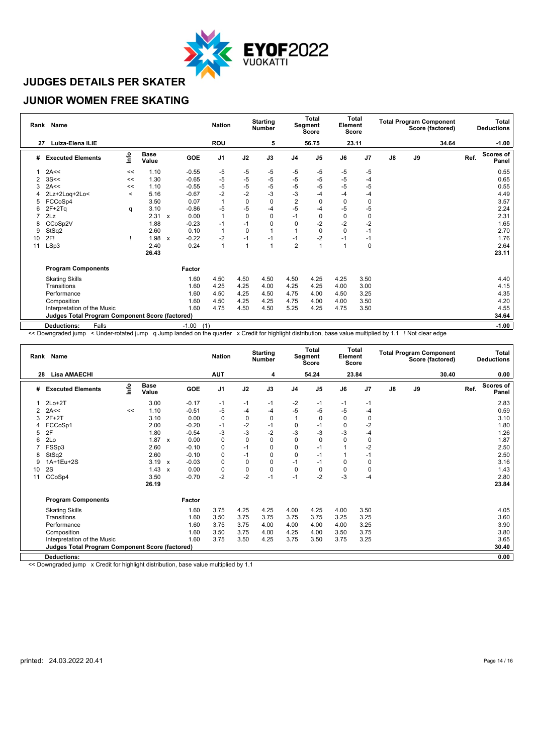# JUDGES DETAILS PER SKATER

## JUNIOR WOMEN FREE SKATING

| Rank | Name | Nation | Starting Number | Total Segment Score | Total Element Score | Total Program Component Score (factored) | Total Deductions |
|---|---|---|---|---|---|---|---|
| 27 | Luiza-Elena ILIE | ROU | 5 | 56.75 | 23.11 | 34.64 | -1.00 |

| # | Executed Elements | Info | Base Value | | GOE | J1 | J2 | J3 | J4 | J5 | J6 | J7 | J8 | J9 | Ref. | Scores of Panel |
|---|---|---|---|---|---|---|---|---|---|---|---|---|---|---|---|---|
| 1 | 2A<< | << | 1.10 | | -0.55 | -5 | -5 | -5 | -5 | -5 | -5 | -5 | | | | 0.55 |
| 2 | 3S<< | << | 1.30 | | -0.65 | -5 | -5 | -5 | -5 | -5 | -5 | -4 | | | | 0.65 |
| 3 | 2A<< | << | 1.10 | | -0.55 | -5 | -5 | -5 | -5 | -5 | -5 | -5 | | | | 0.55 |
| 4 | 2Lz+2Loq+2Lo< | < | 5.16 | | -0.67 | -2 | -2 | -3 | -3 | -4 | -4 | -4 | | | | 4.49 |
| 5 | FCCoSp4 | | 3.50 | | 0.07 | 1 | 0 | 0 | 2 | 0 | 0 | 0 | | | | 3.57 |
| 6 | 2F+2Tq | q | 3.10 | | -0.86 | -5 | -5 | -4 | -5 | -4 | -5 | -5 | | | | 2.24 |
| 7 | 2Lz | | 2.31 | x | 0.00 | 1 | 0 | 0 | -1 | 0 | 0 | 0 | | | | 2.31 |
| 8 | CCoSp2V | | 1.88 | | -0.23 | -1 | -1 | 0 | 0 | -2 | -2 | -2 | | | | 1.65 |
| 9 | StSq2 | | 2.60 | | 0.10 | 1 | 0 | 1 | 1 | 0 | 0 | -1 | | | | 2.70 |
| 10 | 2F! | ! | 1.98 | x | -0.22 | -2 | -1 | -1 | -1 | -2 | -1 | -1 | | | | 1.76 |
| 11 | LSp3 | | 2.40 | | 0.24 | 1 | 1 | 1 | 2 | 1 | 1 | 0 | | | | 2.64 |
| | | | 26.43 | | | | | | | | | | | | | 23.11 |

| Program Components | Factor | J1 | J2 | J3 | J4 | J5 | J6 | J7 | J8 | J9 | Ref. | Scores of Panel |
|---|---|---|---|---|---|---|---|---|---|---|---|---|
| Skating Skills | 1.60 | 4.50 | 4.50 | 4.50 | 4.50 | 4.25 | 4.25 | 3.50 | | | | 4.40 |
| Transitions | 1.60 | 4.25 | 4.25 | 4.00 | 4.25 | 4.25 | 4.00 | 3.00 | | | | 4.15 |
| Performance | 1.60 | 4.50 | 4.25 | 4.50 | 4.75 | 4.00 | 4.50 | 3.25 | | | | 4.35 |
| Composition | 1.60 | 4.50 | 4.25 | 4.25 | 4.75 | 4.00 | 4.00 | 3.50 | | | | 4.20 |
| Interpretation of the Music | 1.60 | 4.75 | 4.50 | 4.50 | 5.25 | 4.25 | 4.75 | 3.50 | | | | 4.55 |
| **Judges Total Program Component Score (factored)** | | | | | | | | | | | | **34.64** |
| **Deductions:** Falls | -1.00 (1) | | | | | | | | | | | **-1.00** |

<< Downgraded jump < Under-rotated jump q Jump landed on the quarter x Credit for highlight distribution, base value multiplied by 1.1 ! Not clear edge

| Rank | Name | Nation | Starting Number | Total Segment Score | Total Element Score | Total Program Component Score (factored) | Total Deductions |
|---|---|---|---|---|---|---|---|
| 28 | Lisa AMAECHI | AUT | 4 | 54.24 | 23.84 | 30.40 | 0.00 |

| # | Executed Elements | Info | Base Value | | GOE | J1 | J2 | J3 | J4 | J5 | J6 | J7 | J8 | J9 | Ref. | Scores of Panel |
|---|---|---|---|---|---|---|---|---|---|---|---|---|---|---|---|---|
| 1 | 2Lo+2T | | 3.00 | | -0.17 | -1 | -1 | -1 | -2 | -1 | -1 | -1 | | | | 2.83 |
| 2 | 2A<< | << | 1.10 | | -0.51 | -5 | -4 | -4 | -5 | -5 | -5 | -4 | | | | 0.59 |
| 3 | 2F+2T | | 3.10 | | 0.00 | 0 | 0 | 0 | 1 | 0 | 0 | 0 | | | | 3.10 |
| 4 | FCCoSp1 | | 2.00 | | -0.20 | -1 | -2 | -1 | 0 | -1 | 0 | -2 | | | | 1.80 |
| 5 | 2F | | 1.80 | | -0.54 | -3 | -3 | -2 | -3 | -3 | -3 | -4 | | | | 1.26 |
| 6 | 2Lo | | 1.87 | x | 0.00 | 0 | 0 | 0 | 0 | 0 | 0 | 0 | | | | 1.87 |
| 7 | FSSp3 | | 2.60 | | -0.10 | 0 | -1 | 0 | 0 | -1 | 1 | -2 | | | | 2.50 |
| 8 | StSq2 | | 2.60 | | -0.10 | 0 | -1 | 0 | 0 | -1 | 1 | -1 | | | | 2.50 |
| 9 | 1A+1Eu+2S | | 3.19 | x | -0.03 | 0 | 0 | 0 | -1 | -1 | 0 | 0 | | | | 3.16 |
| 10 | 2S | | 1.43 | x | 0.00 | 0 | 0 | 0 | 0 | 0 | 0 | 0 | | | | 1.43 |
| 11 | CCoSp4 | | 3.50 | | -0.70 | -2 | -2 | -1 | -1 | -2 | -3 | -4 | | | | 2.80 |
| | | | 26.19 | | | | | | | | | | | | | 23.84 |

| Program Components | Factor | J1 | J2 | J3 | J4 | J5 | J6 | J7 | J8 | J9 | Ref. | Scores of Panel |
|---|---|---|---|---|---|---|---|---|---|---|---|---|
| Skating Skills | 1.60 | 3.75 | 4.25 | 4.25 | 4.00 | 4.25 | 4.00 | 3.50 | | | | 4.05 |
| Transitions | 1.60 | 3.50 | 3.75 | 3.75 | 3.75 | 3.75 | 3.25 | 3.25 | | | | 3.60 |
| Performance | 1.60 | 3.75 | 3.75 | 4.00 | 4.00 | 4.00 | 4.00 | 3.25 | | | | 3.90 |
| Composition | 1.60 | 3.50 | 3.75 | 4.00 | 4.25 | 4.00 | 3.50 | 3.75 | | | | 3.80 |
| Interpretation of the Music | 1.60 | 3.75 | 3.50 | 4.25 | 3.75 | 3.50 | 3.75 | 3.25 | | | | 3.65 |
| **Judges Total Program Component Score (factored)** | | | | | | | | | | | | **30.40** |
| **Deductions:** | | | | | | | | | | | | **0.00** |

<< Downgraded jump x Credit for highlight distribution, base value multiplied by 1.1

printed: 24.03.2022 20.41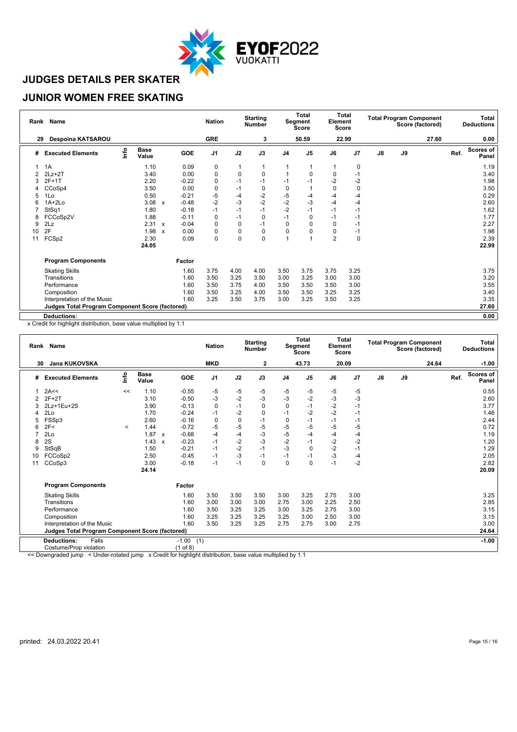# JUDGES DETAILS PER SKATER

## JUNIOR WOMEN FREE SKATING

| Rank | Name | Nation | Starting Number | Total Segment Score | Total Element Score | Total Program Component Score (factored) | Total Deductions |
|---|---|---|---|---|---|---|---|
| 29 | Despoina KATSAROU | GRE | 3 | 50.59 | 22.99 | 27.60 | 0.00 |

| # | Executed Elements | Info | Base Value | | GOE | J1 | J2 | J3 | J4 | J5 | J6 | J7 | J8 | J9 | Ref. | Scores of Panel |
|---|---|---|---|---|---|---|---|---|---|---|---|---|---|---|---|---|
| 1 | 1A | | 1.10 | | 0.09 | 0 | 1 | 1 | 1 | 1 | 1 | 0 | | | | 1.19 |
| 2 | 2Lz+2T | | 3.40 | | 0.00 | 0 | 0 | 0 | 1 | 0 | 0 | -1 | | | | 3.40 |
| 3 | 2F+1T | | 2.20 | | -0.22 | 0 | -1 | -1 | -1 | -1 | -2 | -2 | | | | 1.98 |
| 4 | CCoSp4 | | 3.50 | | 0.00 | 0 | -1 | 0 | 0 | 1 | 0 | 0 | | | | 3.50 |
| 5 | 1Lo | | 0.50 | | -0.21 | -5 | -4 | -2 | -5 | -4 | -4 | -4 | | | | 0.29 |
| 6 | 1A+2Lo | | 3.08 | x | -0.48 | -2 | -3 | -2 | -2 | -3 | -4 | -4 | | | | 2.60 |
| 7 | StSq1 | | 1.80 | | -0.18 | -1 | -1 | -1 | -2 | -1 | -1 | -1 | | | | 1.62 |
| 8 | FCCoSp2V | | 1.88 | | -0.11 | 0 | -1 | 0 | -1 | 0 | -1 | -1 | | | | 1.77 |
| 9 | 2Lz | | 2.31 | x | -0.04 | 0 | 0 | -1 | 0 | 0 | 0 | -1 | | | | 2.27 |
| 10 | 2F | | 1.98 | x | 0.00 | 0 | 0 | 0 | 0 | 0 | 0 | -1 | | | | 1.98 |
| 11 | FCSp2 | | 2.30 | | 0.09 | 0 | 0 | 0 | 1 | 1 | 2 | 0 | | | | 2.39 |
| | | | 24.05 | | | | | | | | | | | | | 22.99 |

| Program Components | Factor | J1 | J2 | J3 | J4 | J5 | J6 | J7 | J8 | J9 | | Scores of Panel |
|---|---|---|---|---|---|---|---|---|---|---|---|---|
| Skating Skills | 1.60 | 3.75 | 4.00 | 4.00 | 3.50 | 3.75 | 3.75 | 3.25 | | | | 3.75 |
| Transitions | 1.60 | 3.50 | 3.25 | 3.50 | 3.00 | 3.25 | 3.00 | 3.00 | | | | 3.20 |
| Performance | 1.60 | 3.50 | 3.75 | 4.00 | 3.50 | 3.50 | 3.50 | 3.00 | | | | 3.55 |
| Composition | 1.60 | 3.50 | 3.25 | 4.00 | 3.50 | 3.50 | 3.25 | 3.25 | | | | 3.40 |
| Interpretation of the Music | 1.60 | 3.25 | 3.50 | 3.75 | 3.00 | 3.25 | 3.50 | 3.25 | | | | 3.35 |
| **Judges Total Program Component Score (factored)** | | | | | | | | | | | | **27.60** |
| **Deductions:** | | | | | | | | | | | | **0.00** |

x Credit for highlight distribution, base value multiplied by 1.1

| Rank | Name | Nation | Starting Number | Total Segment Score | Total Element Score | Total Program Component Score (factored) | Total Deductions |
|---|---|---|---|---|---|---|---|
| 30 | Jana KUKOVSKA | MKD | 2 | 43.73 | 20.09 | 24.64 | -1.00 |

| # | Executed Elements | Info | Base Value | | GOE | J1 | J2 | J3 | J4 | J5 | J6 | J7 | J8 | J9 | Ref. | Scores of Panel |
|---|---|---|---|---|---|---|---|---|---|---|---|---|---|---|---|---|
| 1 | 2A<< | << | 1.10 | | -0.55 | -5 | -5 | -5 | -5 | -5 | -5 | -5 | | | | 0.55 |
| 2 | 2F+2T | | 3.10 | | -0.50 | -3 | -2 | -3 | -3 | -2 | -3 | -3 | | | | 2.60 |
| 3 | 2Lz+1Eu+2S | | 3.90 | | -0.13 | 0 | -1 | 0 | 0 | -1 | -2 | -1 | | | | 3.77 |
| 4 | 2Lo | | 1.70 | | -0.24 | -1 | -2 | 0 | -1 | -2 | -2 | -1 | | | | 1.46 |
| 5 | FSSp3 | | 2.60 | | -0.16 | 0 | 0 | -1 | 0 | -1 | -1 | -1 | | | | 2.44 |
| 6 | 2F< | < | 1.44 | | -0.72 | -5 | -5 | -5 | -5 | -5 | -5 | -5 | | | | 0.72 |
| 7 | 2Lo | | 1.87 | x | -0.68 | -4 | -4 | -3 | -5 | -4 | -4 | -4 | | | | 1.19 |
| 8 | 2S | | 1.43 | x | -0.23 | -1 | -2 | -3 | -2 | -1 | -2 | -2 | | | | 1.20 |
| 9 | StSqB | | 1.50 | | -0.21 | -1 | -2 | -1 | -3 | 0 | -2 | -1 | | | | 1.29 |
| 10 | FCCoSp2 | | 2.50 | | -0.45 | -1 | -3 | -1 | -1 | -1 | -3 | -4 | | | | 2.05 |
| 11 | CCoSp3 | | 3.00 | | -0.18 | -1 | -1 | 0 | 0 | 0 | -1 | -2 | | | | 2.82 |
| | | | 24.14 | | | | | | | | | | | | | 20.09 |

| Program Components | Factor | J1 | J2 | J3 | J4 | J5 | J6 | J7 | J8 | J9 | | Scores of Panel |
|---|---|---|---|---|---|---|---|---|---|---|---|---|
| Skating Skills | 1.60 | 3.50 | 3.50 | 3.50 | 3.00 | 3.25 | 2.75 | 3.00 | | | | 3.25 |
| Transitions | 1.60 | 3.00 | 3.00 | 3.00 | 2.75 | 3.00 | 2.25 | 2.50 | | | | 2.85 |
| Performance | 1.60 | 3.50 | 3.25 | 3.25 | 3.00 | 3.25 | 2.75 | 3.00 | | | | 3.15 |
| Composition | 1.60 | 3.25 | 3.25 | 3.25 | 3.25 | 3.00 | 2.50 | 3.00 | | | | 3.15 |
| Interpretation of the Music | 1.60 | 3.50 | 3.25 | 3.25 | 2.75 | 2.75 | 3.00 | 2.75 | | | | 3.00 |
| **Judges Total Program Component Score (factored)** | | | | | | | | | | | | **24.64** |
| **Deductions:** Falls | -1.00 (1) | | | | | | | | | | | **-1.00** |
| Costume/Prop violation | (1 of 8) | | | | | | | | | | | |

<< Downgraded jump < Under-rotated jump x Credit for highlight distribution, base value multiplied by 1.1

printed: 24.03.2022 20.41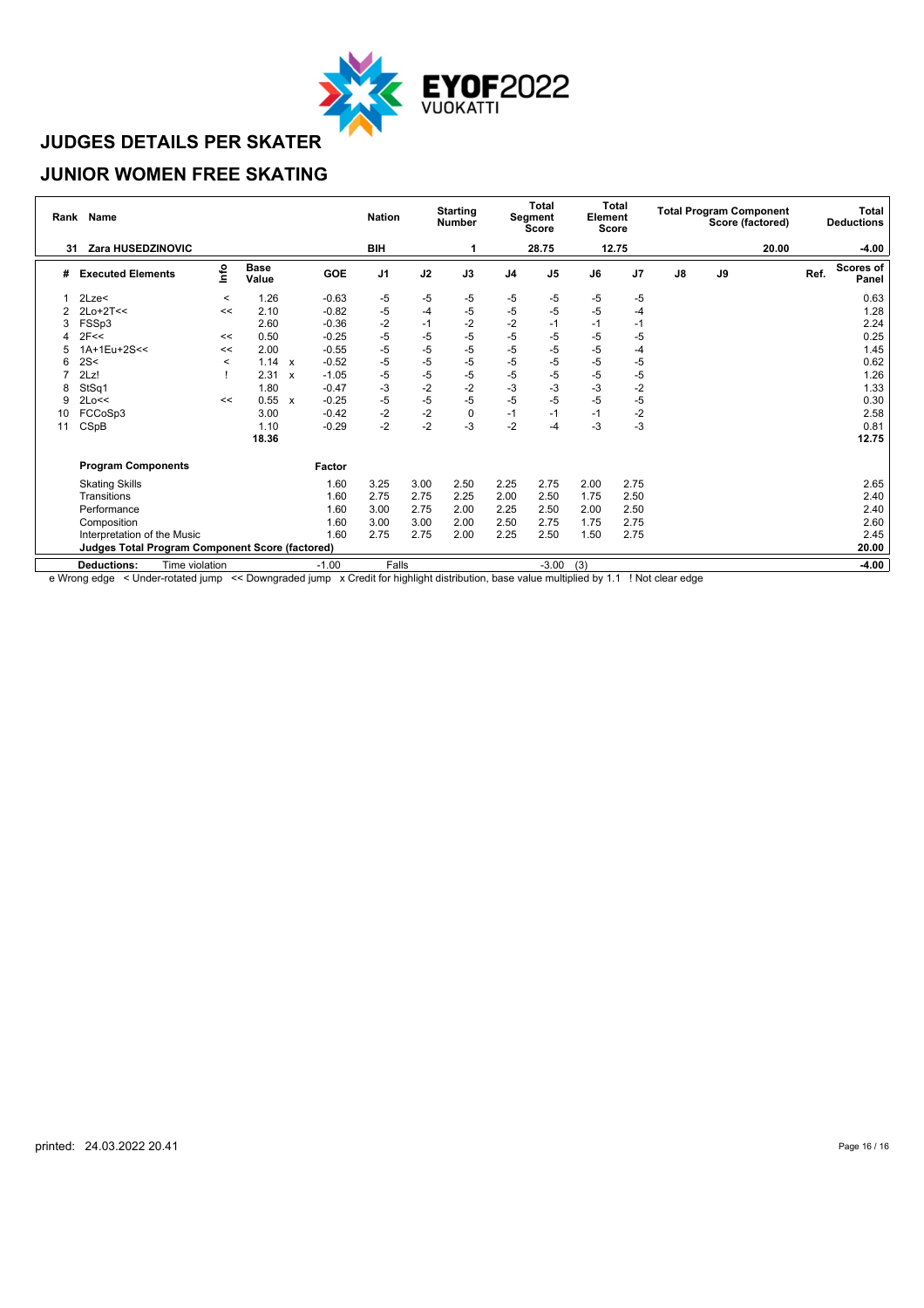# JUDGES DETAILS PER SKATER

## JUNIOR WOMEN FREE SKATING

| Rank | Name | Nation | Starting Number | Total Segment Score | Total Element Score | Total Program Component Score (factored) | Total Deductions |
|---|---|---|---|---|---|---|---|
| 31 | Zara HUSEDZINOVIC | BIH | 1 | 28.75 | 12.75 | 20.00 | -4.00 |

| # | Executed Elements | Info | Base Value | | GOE | J1 | J2 | J3 | J4 | J5 | J6 | J7 | J8 | J9 | Ref. | Scores of Panel |
|---|---|---|---|---|---|---|---|---|---|---|---|---|---|---|---|---|
| 1 | 2Lze< | < | 1.26 | | -0.63 | -5 | -5 | -5 | -5 | -5 | -5 | -5 | | | | 0.63 |
| 2 | 2Lo+2T<< | << | 2.10 | | -0.82 | -5 | -4 | -5 | -5 | -5 | -5 | -4 | | | | 1.28 |
| 3 | FSSp3 | | 2.60 | | -0.36 | -2 | -1 | -2 | -2 | -1 | -1 | -1 | | | | 2.24 |
| 4 | 2F<< | << | 0.50 | | -0.25 | -5 | -5 | -5 | -5 | -5 | -5 | -5 | | | | 0.25 |
| 5 | 1A+1Eu+2S<< | << | 2.00 | | -0.55 | -5 | -5 | -5 | -5 | -5 | -5 | -4 | | | | 1.45 |
| 6 | 2S< | < | 1.14 | x | -0.52 | -5 | -5 | -5 | -5 | -5 | -5 | -5 | | | | 0.62 |
| 7 | 2Lz! | ! | 2.31 | x | -1.05 | -5 | -5 | -5 | -5 | -5 | -5 | -5 | | | | 1.26 |
| 8 | StSq1 | | 1.80 | | -0.47 | -3 | -2 | -2 | -3 | -3 | -3 | -2 | | | | 1.33 |
| 9 | 2Lo<< | << | 0.55 | x | -0.25 | -5 | -5 | -5 | -5 | -5 | -5 | -5 | | | | 0.30 |
| 10 | FCCoSp3 | | 3.00 | | -0.42 | -2 | -2 | 0 | -1 | -1 | -1 | -2 | | | | 2.58 |
| 11 | CSpB | | 1.10 | | -0.29 | -2 | -2 | -3 | -2 | -4 | -3 | -3 | | | | 0.81 |
| | | | 18.36 | | | | | | | | | | | | | 12.75 |
| | **Program Components** | | | | **Factor** | | | | | | | | | | | |
| | Skating Skills | | | | 1.60 | 3.25 | 3.00 | 2.50 | 2.25 | 2.75 | 2.00 | 2.75 | | | | 2.65 |
| | Transitions | | | | 1.60 | 2.75 | 2.75 | 2.25 | 2.00 | 2.50 | 1.75 | 2.50 | | | | 2.40 |
| | Performance | | | | 1.60 | 3.00 | 2.75 | 2.00 | 2.25 | 2.50 | 2.00 | 2.50 | | | | 2.40 |
| | Composition | | | | 1.60 | 3.00 | 3.00 | 2.00 | 2.50 | 2.75 | 1.75 | 2.75 | | | | 2.60 |
| | Interpretation of the Music | | | | 1.60 | 2.75 | 2.75 | 2.00 | 2.25 | 2.50 | 1.50 | 2.75 | | | | 2.45 |
| | **Judges Total Program Component Score (factored)** | | | | | | | | | | | | | | | 20.00 |
| | **Deductions:** Time violation | | | | -1.00 | Falls | | | | -3.00 | (3) | | | | | -4.00 |

e Wrong edge < Under-rotated jump << Downgraded jump x Credit for highlight distribution, base value multiplied by 1.1 ! Not clear edge

printed: 24.03.2022 20.41